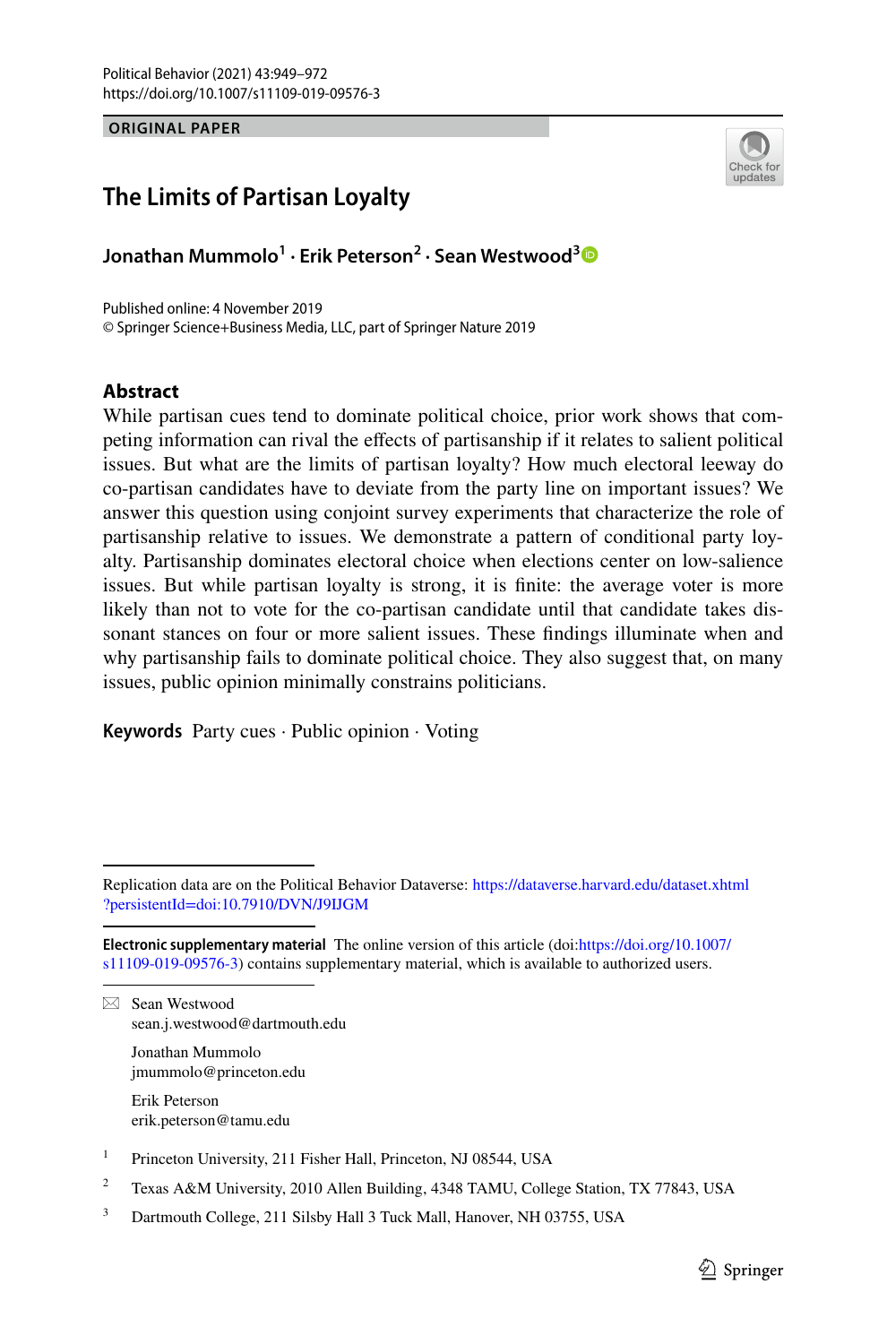ORIGINAL PAPER

# The Limits of Partisan Loyalty

**Jonathan Mummolo[1] · Erik Peterson[2] · Sean Westwood[3]**

Published online: 4 November 2019
© Springer Science+Business Media, LLC, part of Springer Nature 2019

## Abstract

While partisan cues tend to dominate political choice, prior work shows that competing information can rival the effects of partisanship if it relates to salient political issues. But what are the limits of partisan loyalty? How much electoral leeway do co-partisan candidates have to deviate from the party line on important issues? We answer this question using conjoint survey experiments that characterize the role of partisanship relative to issues. We demonstrate a pattern of conditional party loyalty. Partisanship dominates electoral choice when elections center on low-salience issues. But while partisan loyalty is strong, it is finite: the average voter is more likely than not to vote for the co-partisan candidate until that candidate takes dissonant stances on four or more salient issues. These findings illuminate when and why partisanship fails to dominate political choice. They also suggest that, on many issues, public opinion minimally constrains politicians.

**Keywords** Party cues · Public opinion · Voting

Replication data are on the Political Behavior Dataverse: https://dataverse.harvard.edu/dataset.xhtml?persistentId=doi:10.7910/DVN/J9IJGM

**Electronic supplementary material** The online version of this article (doi:https://doi.org/10.1007/s11109-019-09576-3) contains supplementary material, which is available to authorized users.

✉ Sean Westwood
sean.j.westwood@dartmouth.edu

Jonathan Mummolo
jmummolo@princeton.edu

Erik Peterson
erik.peterson@tamu.edu

[1] Princeton University, 211 Fisher Hall, Princeton, NJ 08544, USA

[2] Texas A&M University, 2010 Allen Building, 4348 TAMU, College Station, TX 77843, USA

[3] Dartmouth College, 211 Silsby Hall 3 Tuck Mall, Hanover, NH 03755, USA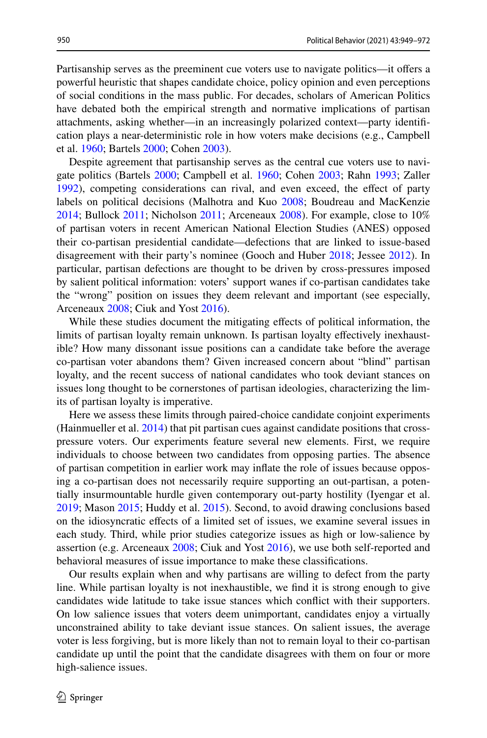Partisanship serves as the preeminent cue voters use to navigate politics—it offers a powerful heuristic that shapes candidate choice, policy opinion and even perceptions of social conditions in the mass public. For decades, scholars of American Politics have debated both the empirical strength and normative implications of partisan attachments, asking whether—in an increasingly polarized context—party identification plays a near-deterministic role in how voters make decisions (e.g., Campbell et al. 1960; Bartels 2000; Cohen 2003).

Despite agreement that partisanship serves as the central cue voters use to navigate politics (Bartels 2000; Campbell et al. 1960; Cohen 2003; Rahn 1993; Zaller 1992), competing considerations can rival, and even exceed, the effect of party labels on political decisions (Malhotra and Kuo 2008; Boudreau and MacKenzie 2014; Bullock 2011; Nicholson 2011; Arceneaux 2008). For example, close to 10% of partisan voters in recent American National Election Studies (ANES) opposed their co-partisan presidential candidate—defections that are linked to issue-based disagreement with their party's nominee (Gooch and Huber 2018; Jessee 2012). In particular, partisan defections are thought to be driven by cross-pressures imposed by salient political information: voters' support wanes if co-partisan candidates take the "wrong" position on issues they deem relevant and important (see especially, Arceneaux 2008; Ciuk and Yost 2016).

While these studies document the mitigating effects of political information, the limits of partisan loyalty remain unknown. Is partisan loyalty effectively inexhaustible? How many dissonant issue positions can a candidate take before the average co-partisan voter abandons them? Given increased concern about "blind" partisan loyalty, and the recent success of national candidates who took deviant stances on issues long thought to be cornerstones of partisan ideologies, characterizing the limits of partisan loyalty is imperative.

Here we assess these limits through paired-choice candidate conjoint experiments (Hainmueller et al. 2014) that pit partisan cues against candidate positions that cross-pressure voters. Our experiments feature several new elements. First, we require individuals to choose between two candidates from opposing parties. The absence of partisan competition in earlier work may inflate the role of issues because opposing a co-partisan does not necessarily require supporting an out-partisan, a potentially insurmountable hurdle given contemporary out-party hostility (Iyengar et al. 2019; Mason 2015; Huddy et al. 2015). Second, to avoid drawing conclusions based on the idiosyncratic effects of a limited set of issues, we examine several issues in each study. Third, while prior studies categorize issues as high or low-salience by assertion (e.g. Arceneaux 2008; Ciuk and Yost 2016), we use both self-reported and behavioral measures of issue importance to make these classifications.

Our results explain when and why partisans are willing to defect from the party line. While partisan loyalty is not inexhaustible, we find it is strong enough to give candidates wide latitude to take issue stances which conflict with their supporters. On low salience issues that voters deem unimportant, candidates enjoy a virtually unconstrained ability to take deviant issue stances. On salient issues, the average voter is less forgiving, but is more likely than not to remain loyal to their co-partisan candidate up until the point that the candidate disagrees with them on four or more high-salience issues.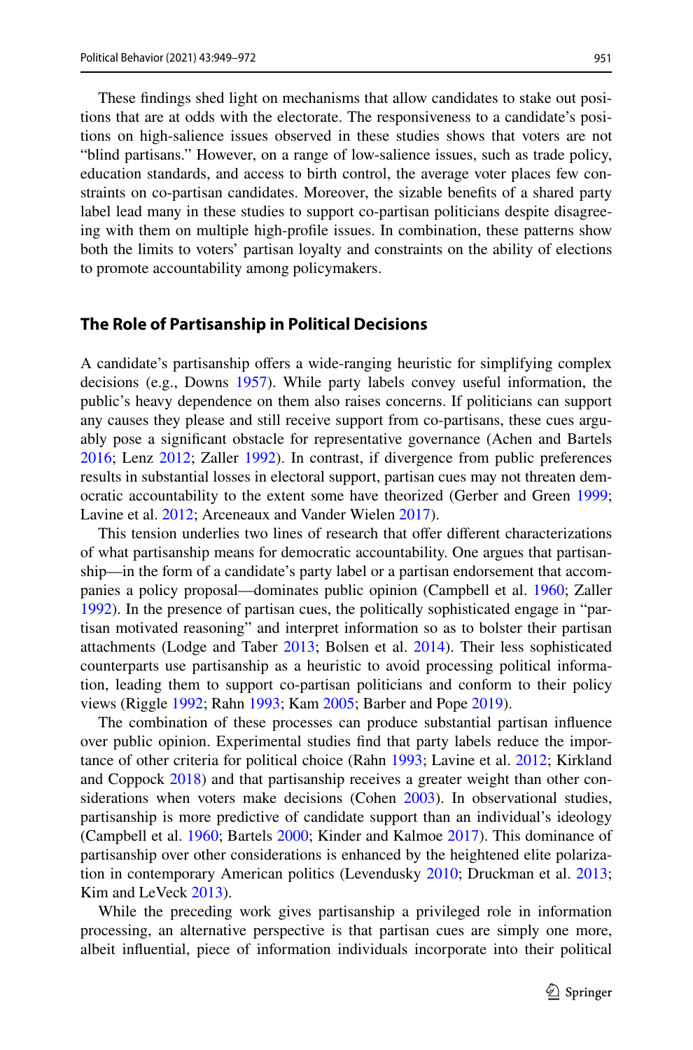These findings shed light on mechanisms that allow candidates to stake out positions that are at odds with the electorate. The responsiveness to a candidate's positions on high-salience issues observed in these studies shows that voters are not "blind partisans." However, on a range of low-salience issues, such as trade policy, education standards, and access to birth control, the average voter places few constraints on co-partisan candidates. Moreover, the sizable benefits of a shared party label lead many in these studies to support co-partisan politicians despite disagreeing with them on multiple high-profile issues. In combination, these patterns show both the limits to voters' partisan loyalty and constraints on the ability of elections to promote accountability among policymakers.

## The Role of Partisanship in Political Decisions

A candidate's partisanship offers a wide-ranging heuristic for simplifying complex decisions (e.g., Downs 1957). While party labels convey useful information, the public's heavy dependence on them also raises concerns. If politicians can support any causes they please and still receive support from co-partisans, these cues arguably pose a significant obstacle for representative governance (Achen and Bartels 2016; Lenz 2012; Zaller 1992). In contrast, if divergence from public preferences results in substantial losses in electoral support, partisan cues may not threaten democratic accountability to the extent some have theorized (Gerber and Green 1999; Lavine et al. 2012; Arceneaux and Vander Wielen 2017).

This tension underlies two lines of research that offer different characterizations of what partisanship means for democratic accountability. One argues that partisanship—in the form of a candidate's party label or a partisan endorsement that accompanies a policy proposal—dominates public opinion (Campbell et al. 1960; Zaller 1992). In the presence of partisan cues, the politically sophisticated engage in "partisan motivated reasoning" and interpret information so as to bolster their partisan attachments (Lodge and Taber 2013; Bolsen et al. 2014). Their less sophisticated counterparts use partisanship as a heuristic to avoid processing political information, leading them to support co-partisan politicians and conform to their policy views (Riggle 1992; Rahn 1993; Kam 2005; Barber and Pope 2019).

The combination of these processes can produce substantial partisan influence over public opinion. Experimental studies find that party labels reduce the importance of other criteria for political choice (Rahn 1993; Lavine et al. 2012; Kirkland and Coppock 2018) and that partisanship receives a greater weight than other considerations when voters make decisions (Cohen 2003). In observational studies, partisanship is more predictive of candidate support than an individual's ideology (Campbell et al. 1960; Bartels 2000; Kinder and Kalmoe 2017). This dominance of partisanship over other considerations is enhanced by the heightened elite polarization in contemporary American politics (Levendusky 2010; Druckman et al. 2013; Kim and LeVeck 2013).

While the preceding work gives partisanship a privileged role in information processing, an alternative perspective is that partisan cues are simply one more, albeit influential, piece of information individuals incorporate into their political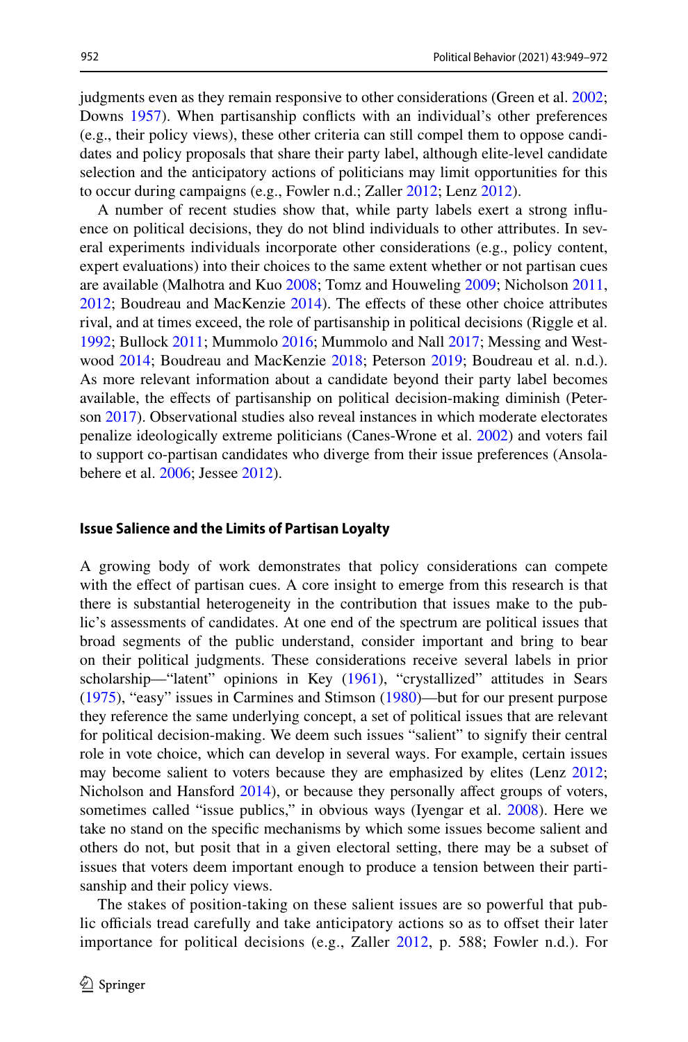judgments even as they remain responsive to other considerations (Green et al. 2002; Downs 1957). When partisanship conflicts with an individual's other preferences (e.g., their policy views), these other criteria can still compel them to oppose candidates and policy proposals that share their party label, although elite-level candidate selection and the anticipatory actions of politicians may limit opportunities for this to occur during campaigns (e.g., Fowler n.d.; Zaller 2012; Lenz 2012).

A number of recent studies show that, while party labels exert a strong influence on political decisions, they do not blind individuals to other attributes. In several experiments individuals incorporate other considerations (e.g., policy content, expert evaluations) into their choices to the same extent whether or not partisan cues are available (Malhotra and Kuo 2008; Tomz and Houweling 2009; Nicholson 2011, 2012; Boudreau and MacKenzie 2014). The effects of these other choice attributes rival, and at times exceed, the role of partisanship in political decisions (Riggle et al. 1992; Bullock 2011; Mummolo 2016; Mummolo and Nall 2017; Messing and Westwood 2014; Boudreau and MacKenzie 2018; Peterson 2019; Boudreau et al. n.d.). As more relevant information about a candidate beyond their party label becomes available, the effects of partisanship on political decision-making diminish (Peterson 2017). Observational studies also reveal instances in which moderate electorates penalize ideologically extreme politicians (Canes-Wrone et al. 2002) and voters fail to support co-partisan candidates who diverge from their issue preferences (Ansolabehere et al. 2006; Jessee 2012).

### Issue Salience and the Limits of Partisan Loyalty

A growing body of work demonstrates that policy considerations can compete with the effect of partisan cues. A core insight to emerge from this research is that there is substantial heterogeneity in the contribution that issues make to the public's assessments of candidates. At one end of the spectrum are political issues that broad segments of the public understand, consider important and bring to bear on their political judgments. These considerations receive several labels in prior scholarship—"latent" opinions in Key (1961), "crystallized" attitudes in Sears (1975), "easy" issues in Carmines and Stimson (1980)—but for our present purpose they reference the same underlying concept, a set of political issues that are relevant for political decision-making. We deem such issues "salient" to signify their central role in vote choice, which can develop in several ways. For example, certain issues may become salient to voters because they are emphasized by elites (Lenz 2012; Nicholson and Hansford 2014), or because they personally affect groups of voters, sometimes called "issue publics," in obvious ways (Iyengar et al. 2008). Here we take no stand on the specific mechanisms by which some issues become salient and others do not, but posit that in a given electoral setting, there may be a subset of issues that voters deem important enough to produce a tension between their partisanship and their policy views.

The stakes of position-taking on these salient issues are so powerful that public officials tread carefully and take anticipatory actions so as to offset their later importance for political decisions (e.g., Zaller 2012, p. 588; Fowler n.d.). For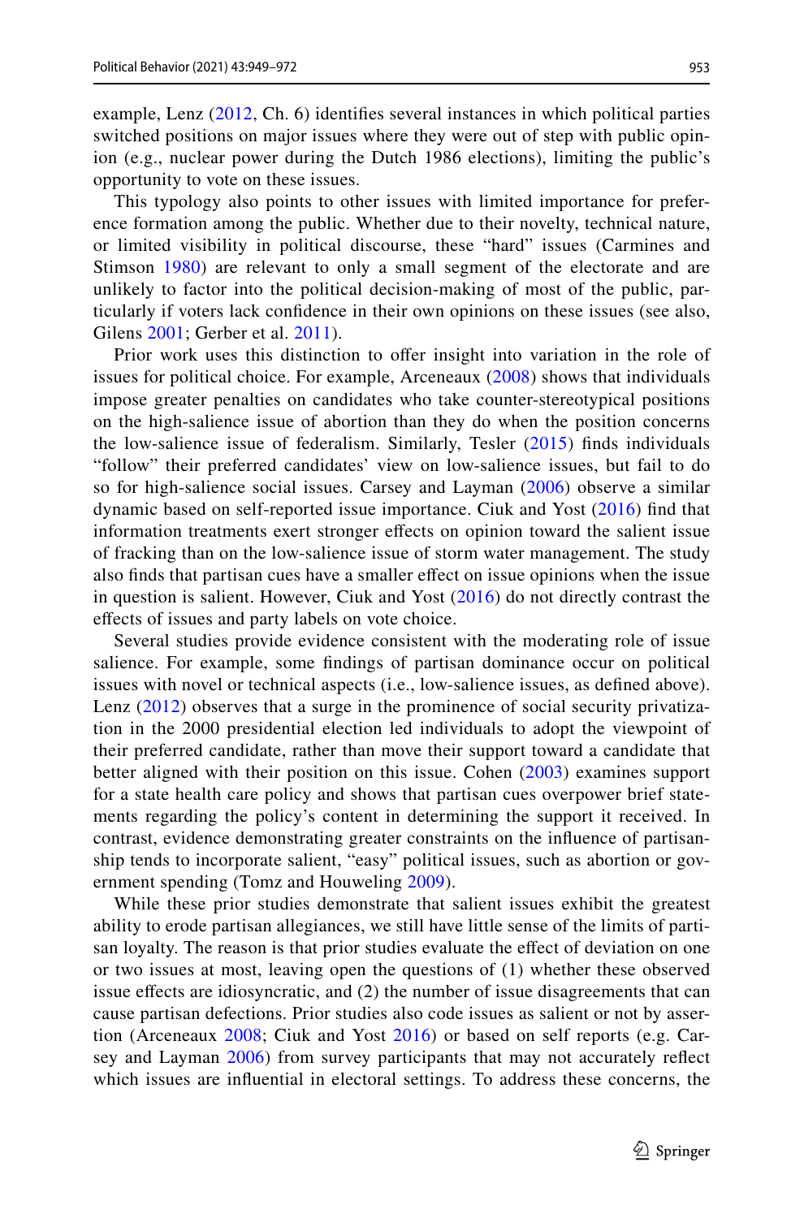example, Lenz (2012, Ch. 6) identifies several instances in which political parties switched positions on major issues where they were out of step with public opinion (e.g., nuclear power during the Dutch 1986 elections), limiting the public's opportunity to vote on these issues.

This typology also points to other issues with limited importance for preference formation among the public. Whether due to their novelty, technical nature, or limited visibility in political discourse, these "hard" issues (Carmines and Stimson 1980) are relevant to only a small segment of the electorate and are unlikely to factor into the political decision-making of most of the public, particularly if voters lack confidence in their own opinions on these issues (see also, Gilens 2001; Gerber et al. 2011).

Prior work uses this distinction to offer insight into variation in the role of issues for political choice. For example, Arceneaux (2008) shows that individuals impose greater penalties on candidates who take counter-stereotypical positions on the high-salience issue of abortion than they do when the position concerns the low-salience issue of federalism. Similarly, Tesler (2015) finds individuals "follow" their preferred candidates' view on low-salience issues, but fail to do so for high-salience social issues. Carsey and Layman (2006) observe a similar dynamic based on self-reported issue importance. Ciuk and Yost (2016) find that information treatments exert stronger effects on opinion toward the salient issue of fracking than on the low-salience issue of storm water management. The study also finds that partisan cues have a smaller effect on issue opinions when the issue in question is salient. However, Ciuk and Yost (2016) do not directly contrast the effects of issues and party labels on vote choice.

Several studies provide evidence consistent with the moderating role of issue salience. For example, some findings of partisan dominance occur on political issues with novel or technical aspects (i.e., low-salience issues, as defined above). Lenz (2012) observes that a surge in the prominence of social security privatization in the 2000 presidential election led individuals to adopt the viewpoint of their preferred candidate, rather than move their support toward a candidate that better aligned with their position on this issue. Cohen (2003) examines support for a state health care policy and shows that partisan cues overpower brief statements regarding the policy's content in determining the support it received. In contrast, evidence demonstrating greater constraints on the influence of partisanship tends to incorporate salient, "easy" political issues, such as abortion or government spending (Tomz and Houweling 2009).

While these prior studies demonstrate that salient issues exhibit the greatest ability to erode partisan allegiances, we still have little sense of the limits of partisan loyalty. The reason is that prior studies evaluate the effect of deviation on one or two issues at most, leaving open the questions of (1) whether these observed issue effects are idiosyncratic, and (2) the number of issue disagreements that can cause partisan defections. Prior studies also code issues as salient or not by assertion (Arceneaux 2008; Ciuk and Yost 2016) or based on self reports (e.g. Carsey and Layman 2006) from survey participants that may not accurately reflect which issues are influential in electoral settings. To address these concerns, the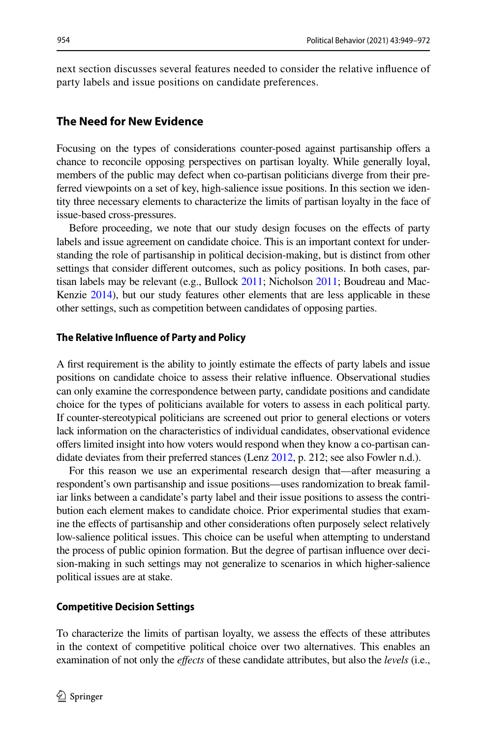next section discusses several features needed to consider the relative influence of party labels and issue positions on candidate preferences.

## The Need for New Evidence

Focusing on the types of considerations counter-posed against partisanship offers a chance to reconcile opposing perspectives on partisan loyalty. While generally loyal, members of the public may defect when co-partisan politicians diverge from their preferred viewpoints on a set of key, high-salience issue positions. In this section we identity three necessary elements to characterize the limits of partisan loyalty in the face of issue-based cross-pressures.

Before proceeding, we note that our study design focuses on the effects of party labels and issue agreement on candidate choice. This is an important context for understanding the role of partisanship in political decision-making, but is distinct from other settings that consider different outcomes, such as policy positions. In both cases, partisan labels may be relevant (e.g., Bullock 2011; Nicholson 2011; Boudreau and MacKenzie 2014), but our study features other elements that are less applicable in these other settings, such as competition between candidates of opposing parties.

### The Relative Influence of Party and Policy

A first requirement is the ability to jointly estimate the effects of party labels and issue positions on candidate choice to assess their relative influence. Observational studies can only examine the correspondence between party, candidate positions and candidate choice for the types of politicians available for voters to assess in each political party. If counter-stereotypical politicians are screened out prior to general elections or voters lack information on the characteristics of individual candidates, observational evidence offers limited insight into how voters would respond when they know a co-partisan candidate deviates from their preferred stances (Lenz 2012, p. 212; see also Fowler n.d.).

For this reason we use an experimental research design that—after measuring a respondent's own partisanship and issue positions—uses randomization to break familiar links between a candidate's party label and their issue positions to assess the contribution each element makes to candidate choice. Prior experimental studies that examine the effects of partisanship and other considerations often purposely select relatively low-salience political issues. This choice can be useful when attempting to understand the process of public opinion formation. But the degree of partisan influence over decision-making in such settings may not generalize to scenarios in which higher-salience political issues are at stake.

### Competitive Decision Settings

To characterize the limits of partisan loyalty, we assess the effects of these attributes in the context of competitive political choice over two alternatives. This enables an examination of not only the *effects* of these candidate attributes, but also the *levels* (i.e.,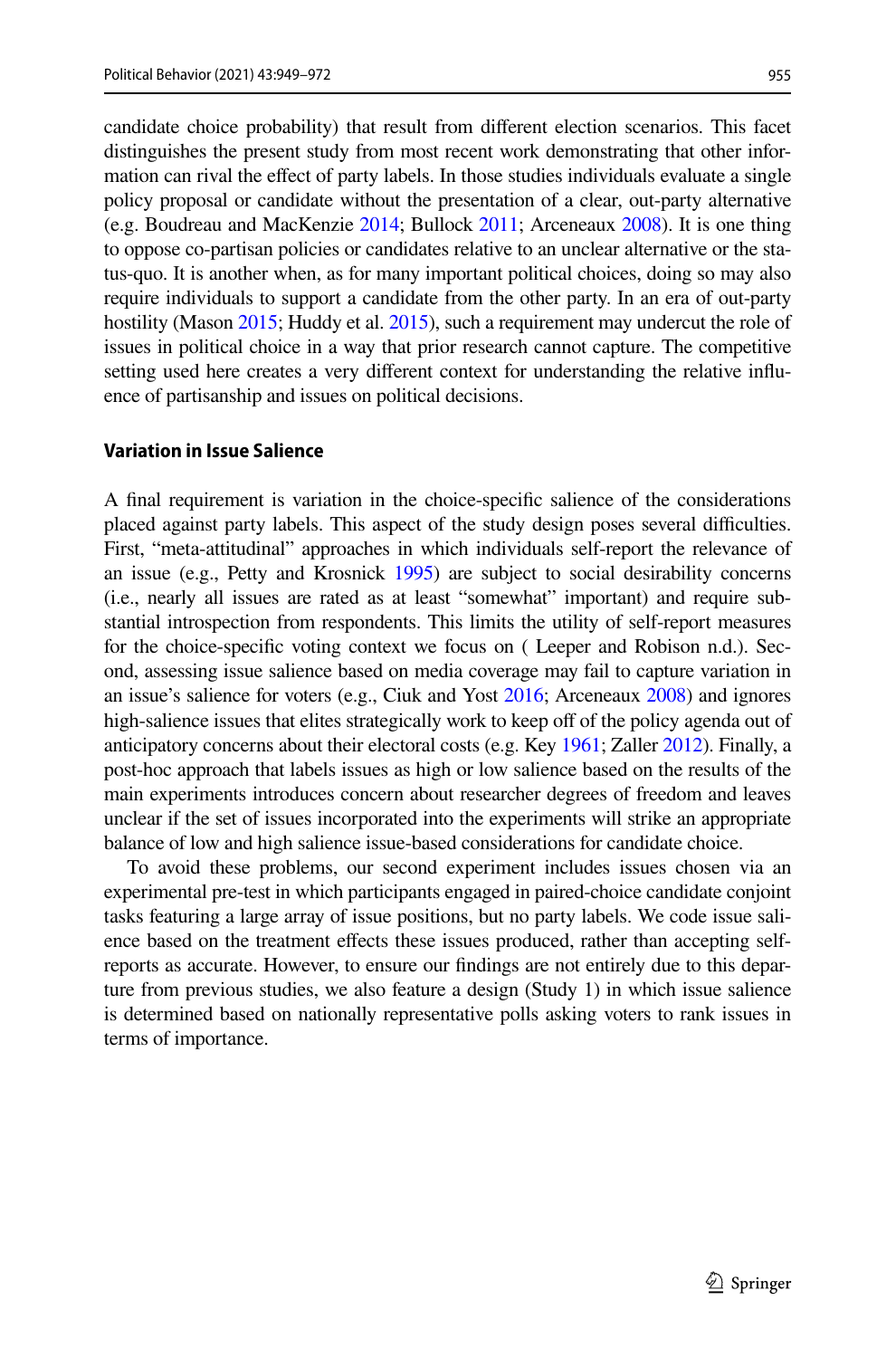candidate choice probability) that result from different election scenarios. This facet distinguishes the present study from most recent work demonstrating that other information can rival the effect of party labels. In those studies individuals evaluate a single policy proposal or candidate without the presentation of a clear, out-party alternative (e.g. Boudreau and MacKenzie 2014; Bullock 2011; Arceneaux 2008). It is one thing to oppose co-partisan policies or candidates relative to an unclear alternative or the status-quo. It is another when, as for many important political choices, doing so may also require individuals to support a candidate from the other party. In an era of out-party hostility (Mason 2015; Huddy et al. 2015), such a requirement may undercut the role of issues in political choice in a way that prior research cannot capture. The competitive setting used here creates a very different context for understanding the relative influence of partisanship and issues on political decisions.

### Variation in Issue Salience

A final requirement is variation in the choice-specific salience of the considerations placed against party labels. This aspect of the study design poses several difficulties. First, "meta-attitudinal" approaches in which individuals self-report the relevance of an issue (e.g., Petty and Krosnick 1995) are subject to social desirability concerns (i.e., nearly all issues are rated as at least "somewhat" important) and require substantial introspection from respondents. This limits the utility of self-report measures for the choice-specific voting context we focus on ( Leeper and Robison n.d.). Second, assessing issue salience based on media coverage may fail to capture variation in an issue's salience for voters (e.g., Ciuk and Yost 2016; Arceneaux 2008) and ignores high-salience issues that elites strategically work to keep off of the policy agenda out of anticipatory concerns about their electoral costs (e.g. Key 1961; Zaller 2012). Finally, a post-hoc approach that labels issues as high or low salience based on the results of the main experiments introduces concern about researcher degrees of freedom and leaves unclear if the set of issues incorporated into the experiments will strike an appropriate balance of low and high salience issue-based considerations for candidate choice.

To avoid these problems, our second experiment includes issues chosen via an experimental pre-test in which participants engaged in paired-choice candidate conjoint tasks featuring a large array of issue positions, but no party labels. We code issue salience based on the treatment effects these issues produced, rather than accepting self-reports as accurate. However, to ensure our findings are not entirely due to this departure from previous studies, we also feature a design (Study 1) in which issue salience is determined based on nationally representative polls asking voters to rank issues in terms of importance.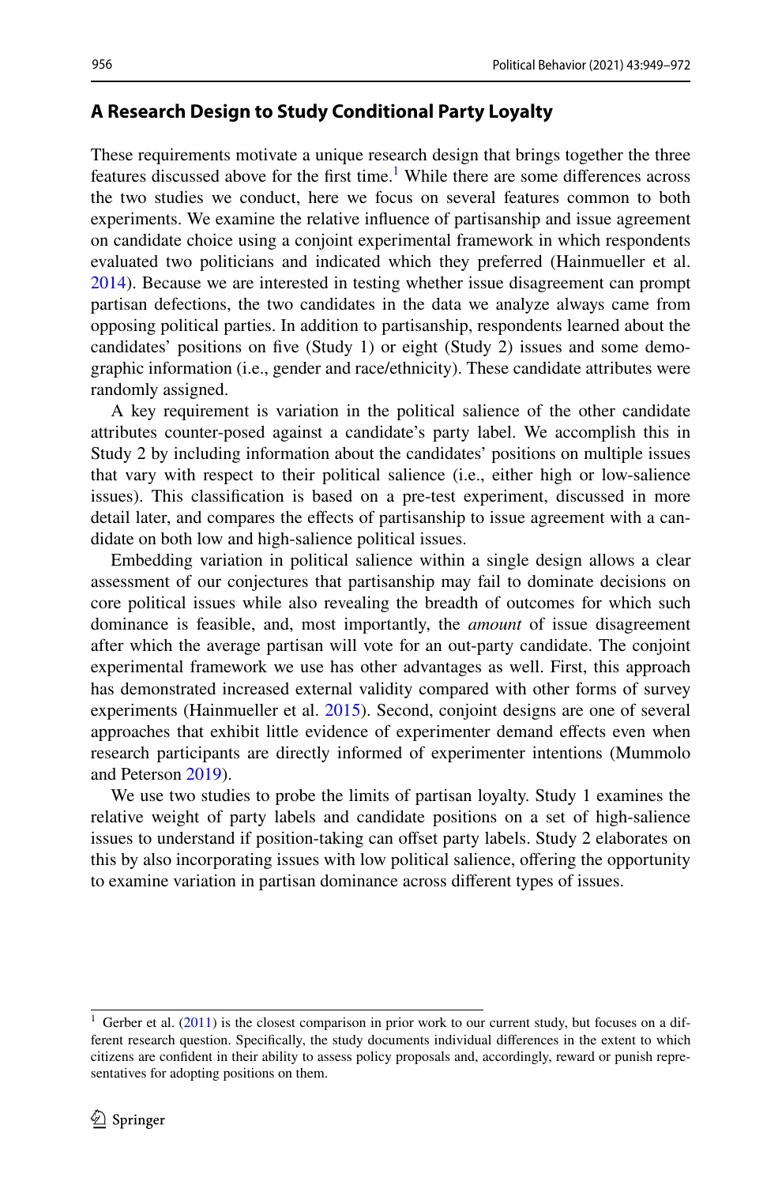## A Research Design to Study Conditional Party Loyalty

These requirements motivate a unique research design that brings together the three features discussed above for the first time.[1] While there are some differences across the two studies we conduct, here we focus on several features common to both experiments. We examine the relative influence of partisanship and issue agreement on candidate choice using a conjoint experimental framework in which respondents evaluated two politicians and indicated which they preferred (Hainmueller et al. 2014). Because we are interested in testing whether issue disagreement can prompt partisan defections, the two candidates in the data we analyze always came from opposing political parties. In addition to partisanship, respondents learned about the candidates' positions on five (Study 1) or eight (Study 2) issues and some demographic information (i.e., gender and race/ethnicity). These candidate attributes were randomly assigned.

A key requirement is variation in the political salience of the other candidate attributes counter-posed against a candidate's party label. We accomplish this in Study 2 by including information about the candidates' positions on multiple issues that vary with respect to their political salience (i.e., either high or low-salience issues). This classification is based on a pre-test experiment, discussed in more detail later, and compares the effects of partisanship to issue agreement with a candidate on both low and high-salience political issues.

Embedding variation in political salience within a single design allows a clear assessment of our conjectures that partisanship may fail to dominate decisions on core political issues while also revealing the breadth of outcomes for which such dominance is feasible, and, most importantly, the *amount* of issue disagreement after which the average partisan will vote for an out-party candidate. The conjoint experimental framework we use has other advantages as well. First, this approach has demonstrated increased external validity compared with other forms of survey experiments (Hainmueller et al. 2015). Second, conjoint designs are one of several approaches that exhibit little evidence of experimenter demand effects even when research participants are directly informed of experimenter intentions (Mummolo and Peterson 2019).

We use two studies to probe the limits of partisan loyalty. Study 1 examines the relative weight of party labels and candidate positions on a set of high-salience issues to understand if position-taking can offset party labels. Study 2 elaborates on this by also incorporating issues with low political salience, offering the opportunity to examine variation in partisan dominance across different types of issues.

---

[1] Gerber et al. (2011) is the closest comparison in prior work to our current study, but focuses on a different research question. Specifically, the study documents individual differences in the extent to which citizens are confident in their ability to assess policy proposals and, accordingly, reward or punish representatives for adopting positions on them.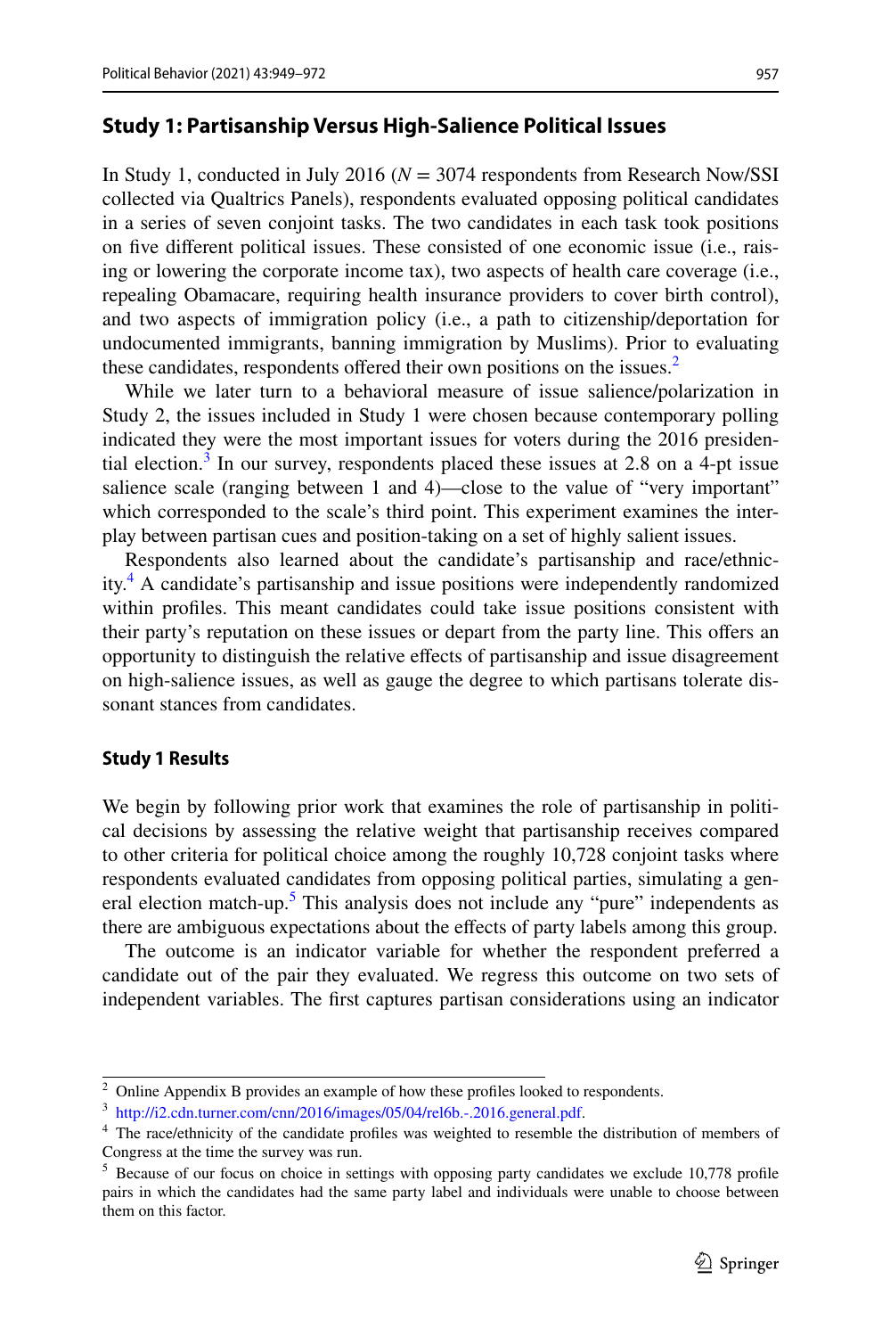## Study 1: Partisanship Versus High-Salience Political Issues

In Study 1, conducted in July 2016 ($N$ = 3074 respondents from Research Now/SSI collected via Qualtrics Panels), respondents evaluated opposing political candidates in a series of seven conjoint tasks. The two candidates in each task took positions on five different political issues. These consisted of one economic issue (i.e., raising or lowering the corporate income tax), two aspects of health care coverage (i.e., repealing Obamacare, requiring health insurance providers to cover birth control), and two aspects of immigration policy (i.e., a path to citizenship/deportation for undocumented immigrants, banning immigration by Muslims). Prior to evaluating these candidates, respondents offered their own positions on the issues.[2]

While we later turn to a behavioral measure of issue salience/polarization in Study 2, the issues included in Study 1 were chosen because contemporary polling indicated they were the most important issues for voters during the 2016 presidential election.[3] In our survey, respondents placed these issues at 2.8 on a 4-pt issue salience scale (ranging between 1 and 4)—close to the value of "very important" which corresponded to the scale's third point. This experiment examines the interplay between partisan cues and position-taking on a set of highly salient issues.

Respondents also learned about the candidate's partisanship and race/ethnicity.[4] A candidate's partisanship and issue positions were independently randomized within profiles. This meant candidates could take issue positions consistent with their party's reputation on these issues or depart from the party line. This offers an opportunity to distinguish the relative effects of partisanship and issue disagreement on high-salience issues, as well as gauge the degree to which partisans tolerate dissonant stances from candidates.

### Study 1 Results

We begin by following prior work that examines the role of partisanship in political decisions by assessing the relative weight that partisanship receives compared to other criteria for political choice among the roughly 10,728 conjoint tasks where respondents evaluated candidates from opposing political parties, simulating a general election match-up.[5] This analysis does not include any "pure" independents as there are ambiguous expectations about the effects of party labels among this group.

The outcome is an indicator variable for whether the respondent preferred a candidate out of the pair they evaluated. We regress this outcome on two sets of independent variables. The first captures partisan considerations using an indicator

---

[2] Online Appendix B provides an example of how these profiles looked to respondents.

[3] http://i2.cdn.turner.com/cnn/2016/images/05/04/rel6b.-.2016.general.pdf.

[4] The race/ethnicity of the candidate profiles was weighted to resemble the distribution of members of Congress at the time the survey was run.

[5] Because of our focus on choice in settings with opposing party candidates we exclude 10,778 profile pairs in which the candidates had the same party label and individuals were unable to choose between them on this factor.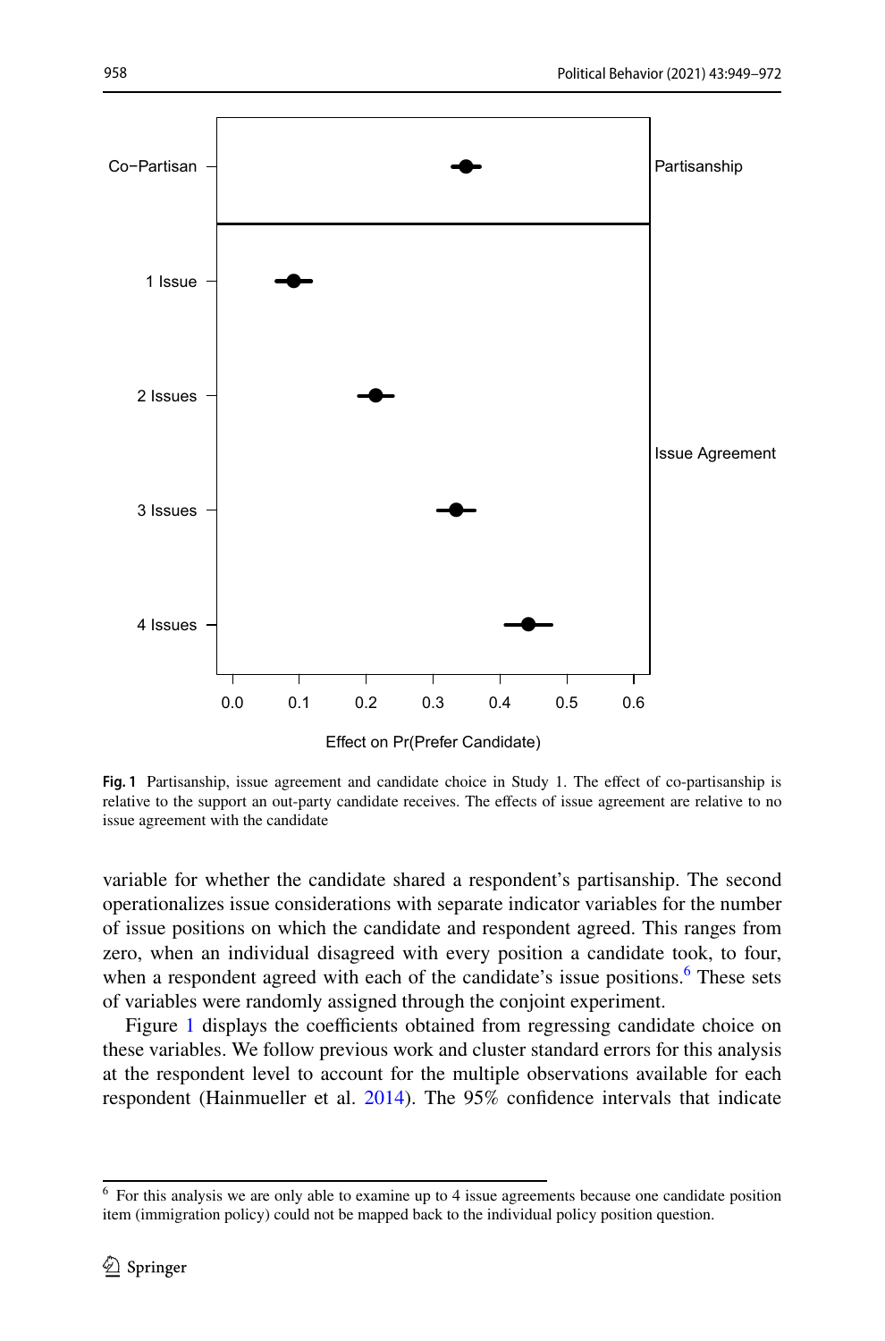Fig. 1 Partisanship, issue agreement and candidate choice in Study 1. The effect of co-partisanship is relative to the support an out-party candidate receives. The effects of issue agreement are relative to no issue agreement with the candidate

variable for whether the candidate shared a respondent's partisanship. The second operationalizes issue considerations with separate indicator variables for the number of issue positions on which the candidate and respondent agreed. This ranges from zero, when an individual disagreed with every position a candidate took, to four, when a respondent agreed with each of the candidate's issue positions.[6] These sets of variables were randomly assigned through the conjoint experiment.

Figure 1 displays the coefficients obtained from regressing candidate choice on these variables. We follow previous work and cluster standard errors for this analysis at the respondent level to account for the multiple observations available for each respondent (Hainmueller et al. 2014). The 95% confidence intervals that indicate

[6] For this analysis we are only able to examine up to 4 issue agreements because one candidate position item (immigration policy) could not be mapped back to the individual policy position question.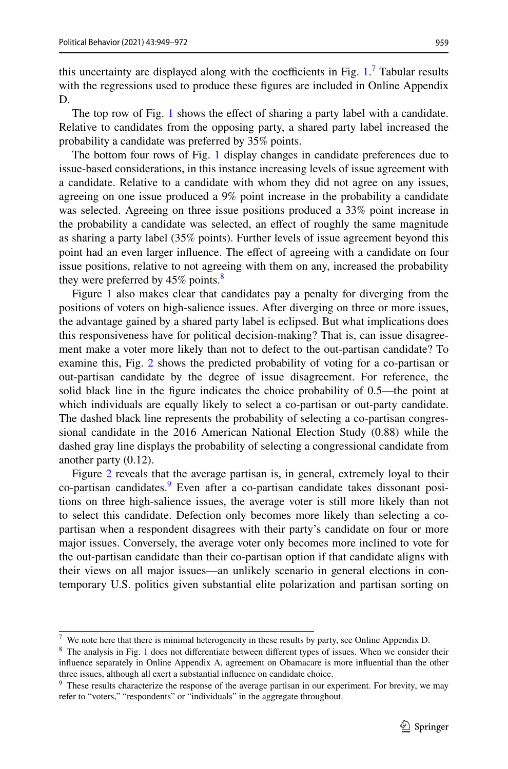this uncertainty are displayed along with the coefficients in Fig. 1.[7] Tabular results with the regressions used to produce these figures are included in Online Appendix D.

The top row of Fig. 1 shows the effect of sharing a party label with a candidate. Relative to candidates from the opposing party, a shared party label increased the probability a candidate was preferred by 35% points.

The bottom four rows of Fig. 1 display changes in candidate preferences due to issue-based considerations, in this instance increasing levels of issue agreement with a candidate. Relative to a candidate with whom they did not agree on any issues, agreeing on one issue produced a 9% point increase in the probability a candidate was selected. Agreeing on three issue positions produced a 33% point increase in the probability a candidate was selected, an effect of roughly the same magnitude as sharing a party label (35% points). Further levels of issue agreement beyond this point had an even larger influence. The effect of agreeing with a candidate on four issue positions, relative to not agreeing with them on any, increased the probability they were preferred by 45% points.[8]

Figure 1 also makes clear that candidates pay a penalty for diverging from the positions of voters on high-salience issues. After diverging on three or more issues, the advantage gained by a shared party label is eclipsed. But what implications does this responsiveness have for political decision-making? That is, can issue disagreement make a voter more likely than not to defect to the out-partisan candidate? To examine this, Fig. 2 shows the predicted probability of voting for a co-partisan or out-partisan candidate by the degree of issue disagreement. For reference, the solid black line in the figure indicates the choice probability of 0.5—the point at which individuals are equally likely to select a co-partisan or out-party candidate. The dashed black line represents the probability of selecting a co-partisan congressional candidate in the 2016 American National Election Study (0.88) while the dashed gray line displays the probability of selecting a congressional candidate from another party (0.12).

Figure 2 reveals that the average partisan is, in general, extremely loyal to their co-partisan candidates.[9] Even after a co-partisan candidate takes dissonant positions on three high-salience issues, the average voter is still more likely than not to select this candidate. Defection only becomes more likely than selecting a co-partisan when a respondent disagrees with their party's candidate on four or more major issues. Conversely, the average voter only becomes more inclined to vote for the out-partisan candidate than their co-partisan option if that candidate aligns with their views on all major issues—an unlikely scenario in general elections in contemporary U.S. politics given substantial elite polarization and partisan sorting on

---

[7] We note here that there is minimal heterogeneity in these results by party, see Online Appendix D.

[8] The analysis in Fig. 1 does not differentiate between different types of issues. When we consider their influence separately in Online Appendix A, agreement on Obamacare is more influential than the other three issues, although all exert a substantial influence on candidate choice.

[9] These results characterize the response of the average partisan in our experiment. For brevity, we may refer to "voters," "respondents" or "individuals" in the aggregate throughout.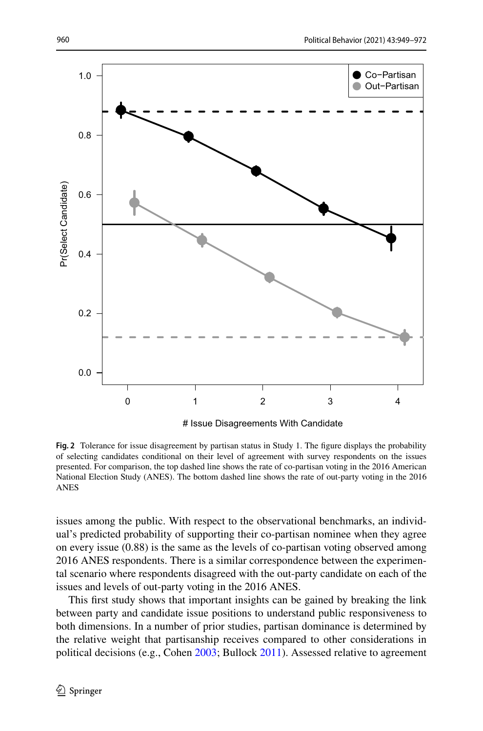Fig. 2 Tolerance for issue disagreement by partisan status in Study 1. The figure displays the probability of selecting candidates conditional on their level of agreement with survey respondents on the issues presented. For comparison, the top dashed line shows the rate of co-partisan voting in the 2016 American National Election Study (ANES). The bottom dashed line shows the rate of out-party voting in the 2016 ANES

issues among the public. With respect to the observational benchmarks, an individual's predicted probability of supporting their co-partisan nominee when they agree on every issue (0.88) is the same as the levels of co-partisan voting observed among 2016 ANES respondents. There is a similar correspondence between the experimental scenario where respondents disagreed with the out-party candidate on each of the issues and levels of out-party voting in the 2016 ANES.

This first study shows that important insights can be gained by breaking the link between party and candidate issue positions to understand public responsiveness to both dimensions. In a number of prior studies, partisan dominance is determined by the relative weight that partisanship receives compared to other considerations in political decisions (e.g., Cohen 2003; Bullock 2011). Assessed relative to agreement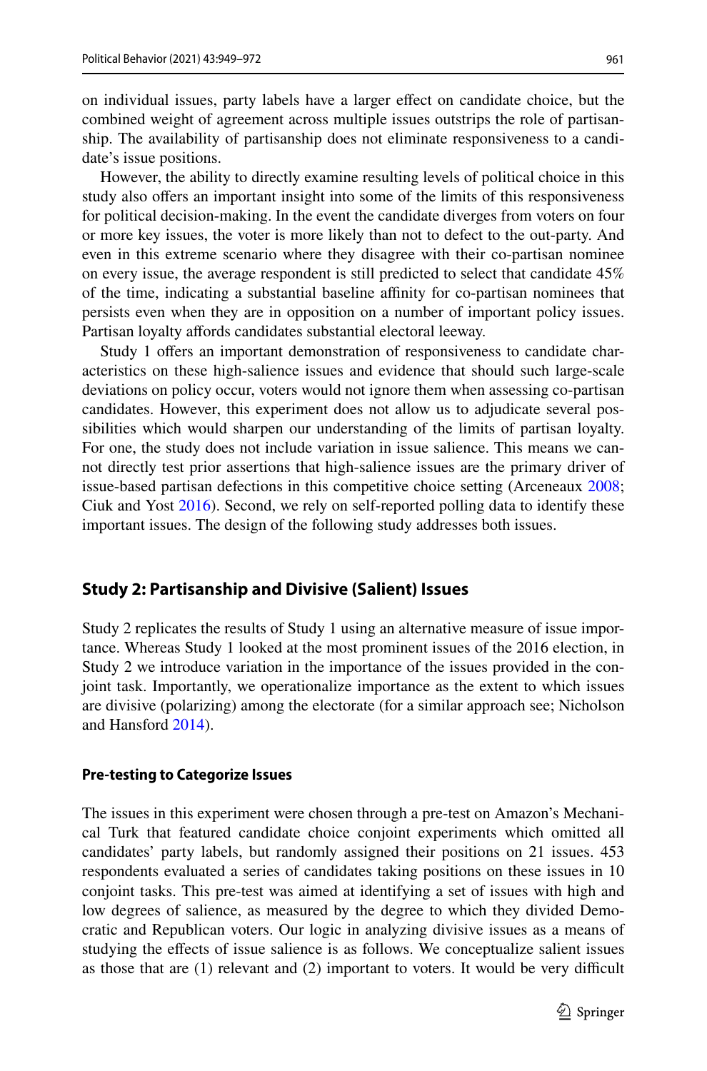on individual issues, party labels have a larger effect on candidate choice, but the combined weight of agreement across multiple issues outstrips the role of partisanship. The availability of partisanship does not eliminate responsiveness to a candidate's issue positions.

However, the ability to directly examine resulting levels of political choice in this study also offers an important insight into some of the limits of this responsiveness for political decision-making. In the event the candidate diverges from voters on four or more key issues, the voter is more likely than not to defect to the out-party. And even in this extreme scenario where they disagree with their co-partisan nominee on every issue, the average respondent is still predicted to select that candidate 45% of the time, indicating a substantial baseline affinity for co-partisan nominees that persists even when they are in opposition on a number of important policy issues. Partisan loyalty affords candidates substantial electoral leeway.

Study 1 offers an important demonstration of responsiveness to candidate characteristics on these high-salience issues and evidence that should such large-scale deviations on policy occur, voters would not ignore them when assessing co-partisan candidates. However, this experiment does not allow us to adjudicate several possibilities which would sharpen our understanding of the limits of partisan loyalty. For one, the study does not include variation in issue salience. This means we cannot directly test prior assertions that high-salience issues are the primary driver of issue-based partisan defections in this competitive choice setting (Arceneaux 2008; Ciuk and Yost 2016). Second, we rely on self-reported polling data to identify these important issues. The design of the following study addresses both issues.

## Study 2: Partisanship and Divisive (Salient) Issues

Study 2 replicates the results of Study 1 using an alternative measure of issue importance. Whereas Study 1 looked at the most prominent issues of the 2016 election, in Study 2 we introduce variation in the importance of the issues provided in the conjoint task. Importantly, we operationalize importance as the extent to which issues are divisive (polarizing) among the electorate (for a similar approach see; Nicholson and Hansford 2014).

### Pre-testing to Categorize Issues

The issues in this experiment were chosen through a pre-test on Amazon's Mechanical Turk that featured candidate choice conjoint experiments which omitted all candidates' party labels, but randomly assigned their positions on 21 issues. 453 respondents evaluated a series of candidates taking positions on these issues in 10 conjoint tasks. This pre-test was aimed at identifying a set of issues with high and low degrees of salience, as measured by the degree to which they divided Democratic and Republican voters. Our logic in analyzing divisive issues as a means of studying the effects of issue salience is as follows. We conceptualize salient issues as those that are (1) relevant and (2) important to voters. It would be very difficult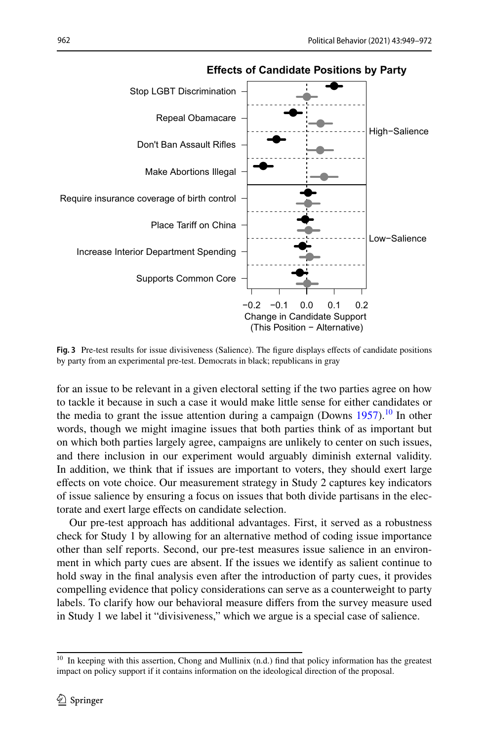Fig. 3 Pre-test results for issue divisiveness (Salience). The figure displays effects of candidate positions by party from an experimental pre-test. Democrats in black; republicans in gray

for an issue to be relevant in a given electoral setting if the two parties agree on how to tackle it because in such a case it would make little sense for either candidates or the media to grant the issue attention during a campaign (Downs 1957).[10] In other words, though we might imagine issues that both parties think of as important but on which both parties largely agree, campaigns are unlikely to center on such issues, and there inclusion in our experiment would arguably diminish external validity. In addition, we think that if issues are important to voters, they should exert large effects on vote choice. Our measurement strategy in Study 2 captures key indicators of issue salience by ensuring a focus on issues that both divide partisans in the electorate and exert large effects on candidate selection.

Our pre-test approach has additional advantages. First, it served as a robustness check for Study 1 by allowing for an alternative method of coding issue importance other than self reports. Second, our pre-test measures issue salience in an environment in which party cues are absent. If the issues we identify as salient continue to hold sway in the final analysis even after the introduction of party cues, it provides compelling evidence that policy considerations can serve as a counterweight to party labels. To clarify how our behavioral measure differs from the survey measure used in Study 1 we label it "divisiveness," which we argue is a special case of salience.

[10] In keeping with this assertion, Chong and Mullinix (n.d.) find that policy information has the greatest impact on policy support if it contains information on the ideological direction of the proposal.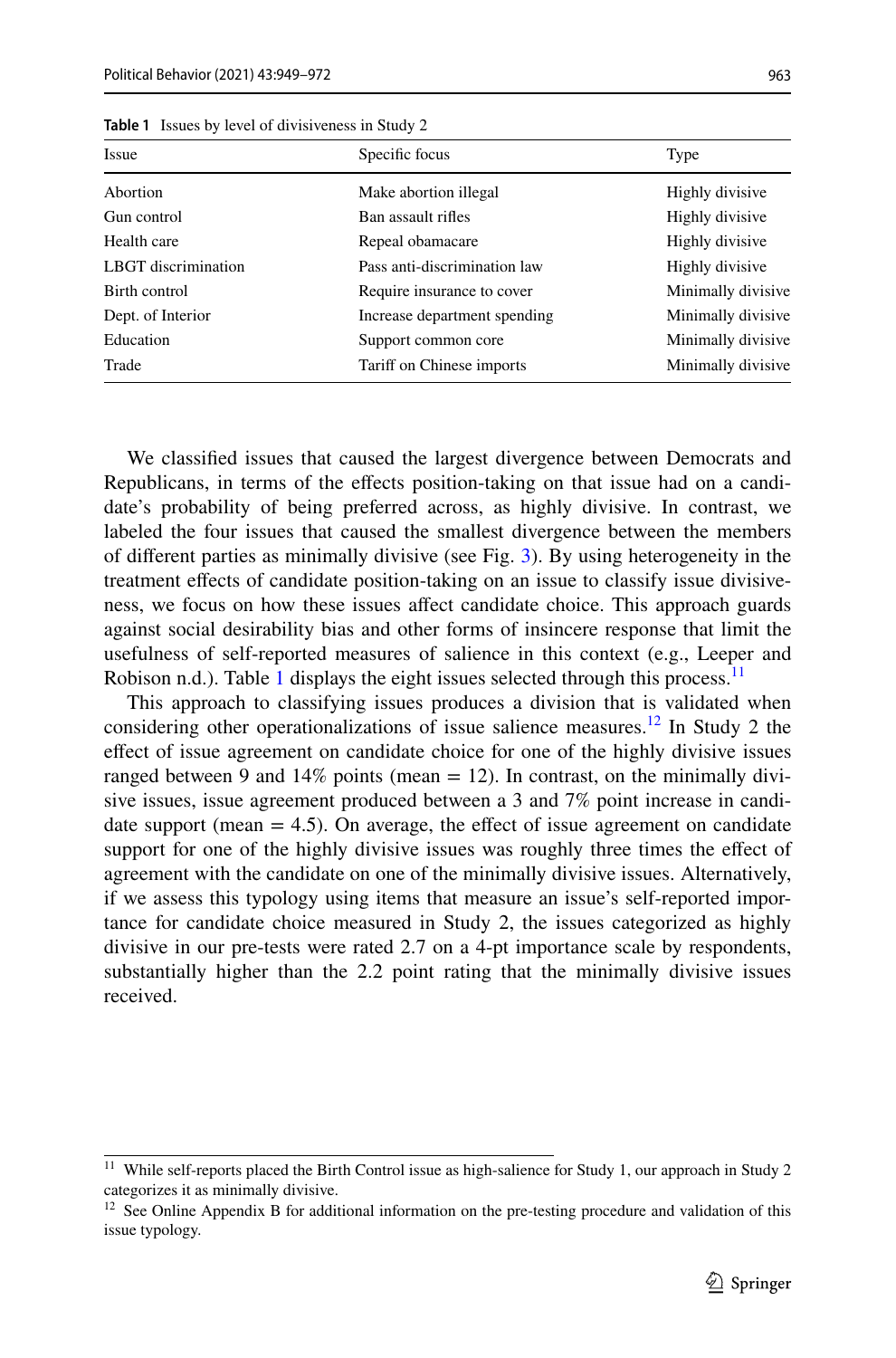**Table 1** Issues by level of divisiveness in Study 2

| Issue | Specific focus | Type |
|---|---|---|
| Abortion | Make abortion illegal | Highly divisive |
| Gun control | Ban assault rifles | Highly divisive |
| Health care | Repeal obamacare | Highly divisive |
| LBGT discrimination | Pass anti-discrimination law | Highly divisive |
| Birth control | Require insurance to cover | Minimally divisive |
| Dept. of Interior | Increase department spending | Minimally divisive |
| Education | Support common core | Minimally divisive |
| Trade | Tariff on Chinese imports | Minimally divisive |

We classified issues that caused the largest divergence between Democrats and Republicans, in terms of the effects position-taking on that issue had on a candidate's probability of being preferred across, as highly divisive. In contrast, we labeled the four issues that caused the smallest divergence between the members of different parties as minimally divisive (see Fig. 3). By using heterogeneity in the treatment effects of candidate position-taking on an issue to classify issue divisiveness, we focus on how these issues affect candidate choice. This approach guards against social desirability bias and other forms of insincere response that limit the usefulness of self-reported measures of salience in this context (e.g., Leeper and Robison n.d.). Table 1 displays the eight issues selected through this process.[11]

This approach to classifying issues produces a division that is validated when considering other operationalizations of issue salience measures.[12] In Study 2 the effect of issue agreement on candidate choice for one of the highly divisive issues ranged between 9 and 14% points (mean = 12). In contrast, on the minimally divisive issues, issue agreement produced between a 3 and 7% point increase in candidate support (mean = 4.5). On average, the effect of issue agreement on candidate support for one of the highly divisive issues was roughly three times the effect of agreement with the candidate on one of the minimally divisive issues. Alternatively, if we assess this typology using items that measure an issue's self-reported importance for candidate choice measured in Study 2, the issues categorized as highly divisive in our pre-tests were rated 2.7 on a 4-pt importance scale by respondents, substantially higher than the 2.2 point rating that the minimally divisive issues received.

---

[11] While self-reports placed the Birth Control issue as high-salience for Study 1, our approach in Study 2 categorizes it as minimally divisive.

[12] See Online Appendix B for additional information on the pre-testing procedure and validation of this issue typology.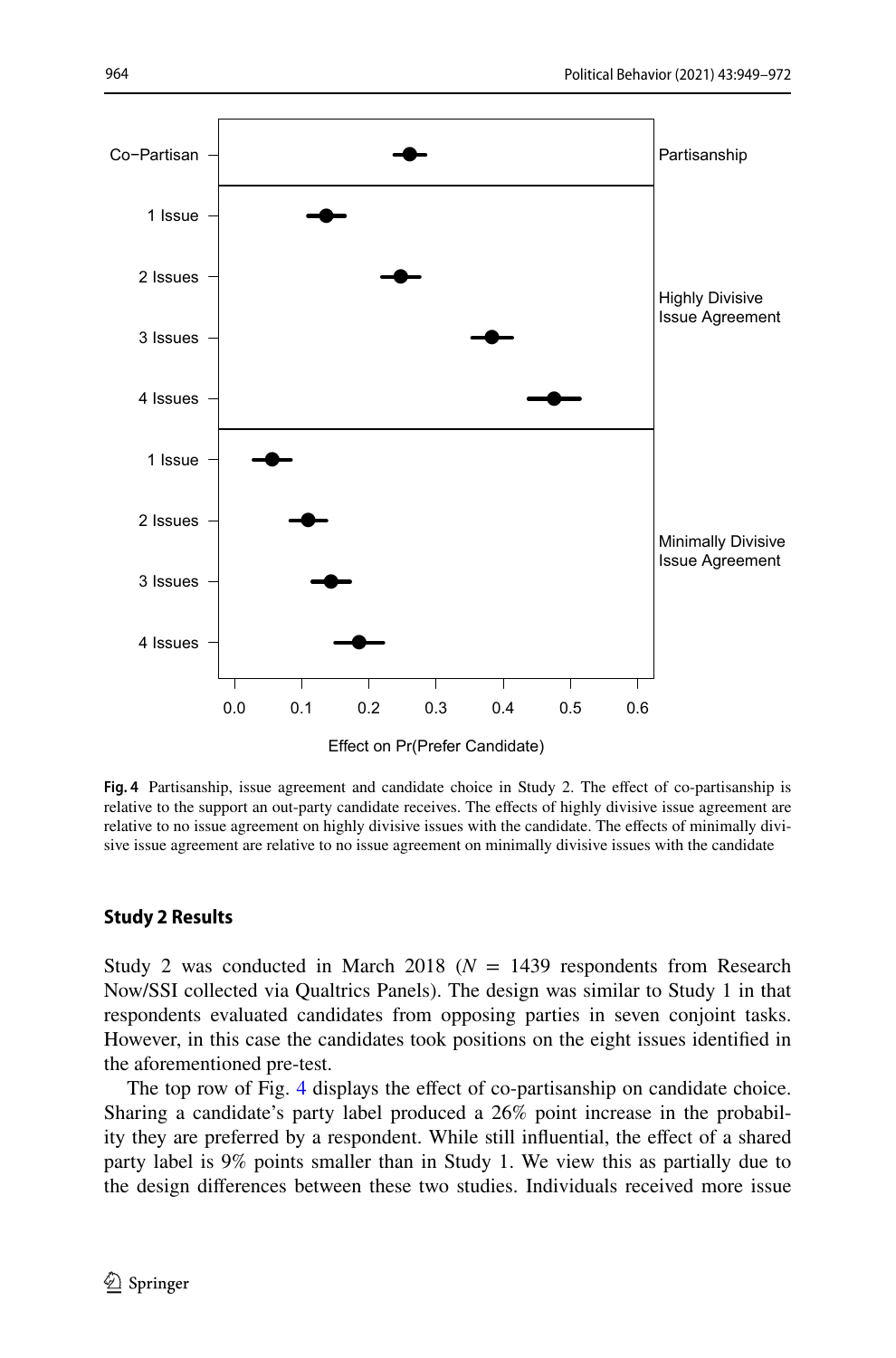**Fig. 4** Partisanship, issue agreement and candidate choice in Study 2. The effect of co-partisanship is relative to the support an out-party candidate receives. The effects of highly divisive issue agreement are relative to no issue agreement on highly divisive issues with the candidate. The effects of minimally divisive issue agreement are relative to no issue agreement on minimally divisive issues with the candidate

## Study 2 Results

Study 2 was conducted in March 2018 ($N$ = 1439 respondents from Research Now/SSI collected via Qualtrics Panels). The design was similar to Study 1 in that respondents evaluated candidates from opposing parties in seven conjoint tasks. However, in this case the candidates took positions on the eight issues identified in the aforementioned pre-test.

The top row of Fig. 4 displays the effect of co-partisanship on candidate choice. Sharing a candidate's party label produced a 26% point increase in the probability they are preferred by a respondent. While still influential, the effect of a shared party label is 9% points smaller than in Study 1. We view this as partially due to the design differences between these two studies. Individuals received more issue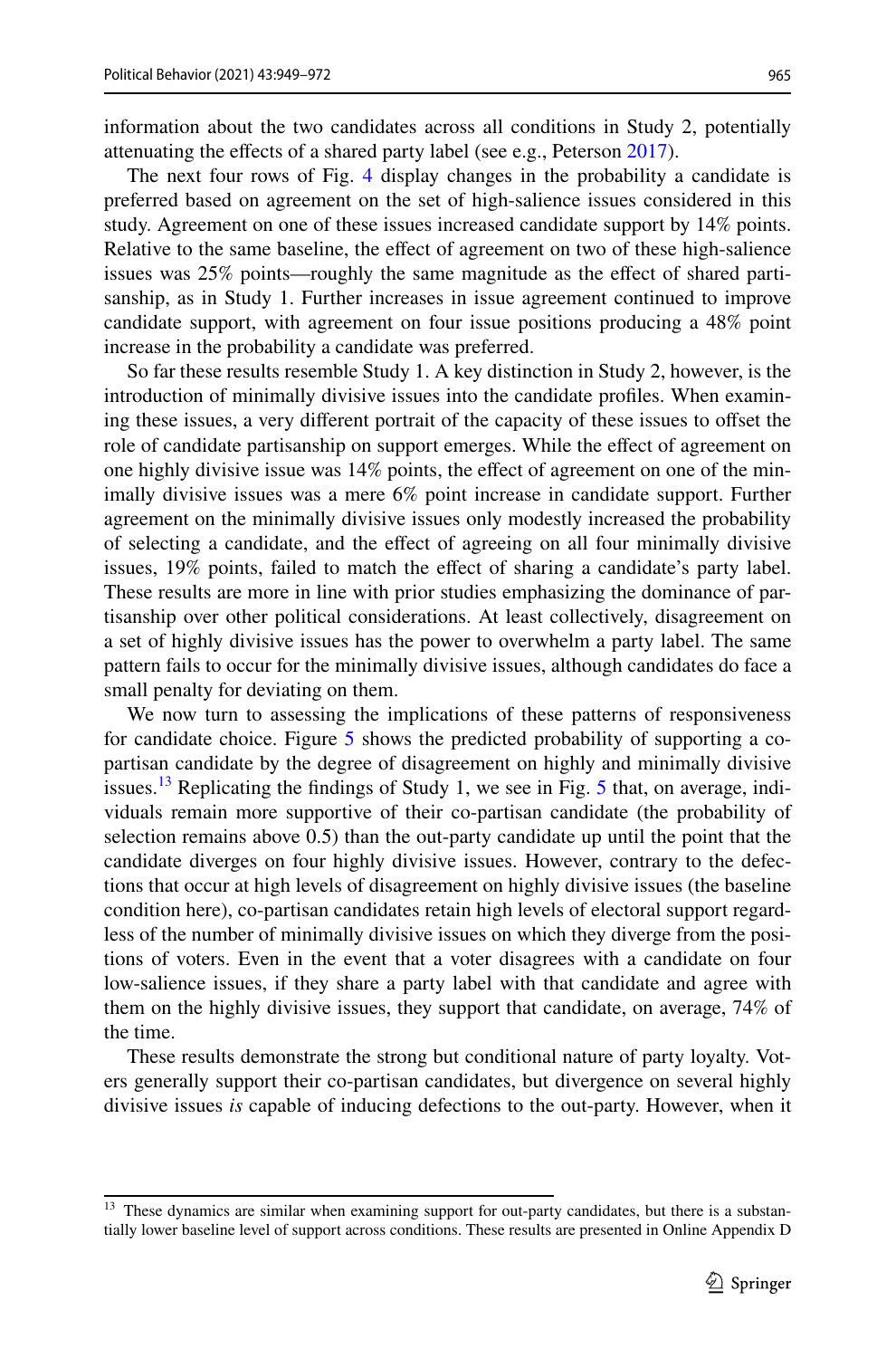information about the two candidates across all conditions in Study 2, potentially attenuating the effects of a shared party label (see e.g., Peterson 2017).

The next four rows of Fig. 4 display changes in the probability a candidate is preferred based on agreement on the set of high-salience issues considered in this study. Agreement on one of these issues increased candidate support by 14% points. Relative to the same baseline, the effect of agreement on two of these high-salience issues was 25% points—roughly the same magnitude as the effect of shared partisanship, as in Study 1. Further increases in issue agreement continued to improve candidate support, with agreement on four issue positions producing a 48% point increase in the probability a candidate was preferred.

So far these results resemble Study 1. A key distinction in Study 2, however, is the introduction of minimally divisive issues into the candidate profiles. When examining these issues, a very different portrait of the capacity of these issues to offset the role of candidate partisanship on support emerges. While the effect of agreement on one highly divisive issue was 14% points, the effect of agreement on one of the minimally divisive issues was a mere 6% point increase in candidate support. Further agreement on the minimally divisive issues only modestly increased the probability of selecting a candidate, and the effect of agreeing on all four minimally divisive issues, 19% points, failed to match the effect of sharing a candidate's party label. These results are more in line with prior studies emphasizing the dominance of partisanship over other political considerations. At least collectively, disagreement on a set of highly divisive issues has the power to overwhelm a party label. The same pattern fails to occur for the minimally divisive issues, although candidates do face a small penalty for deviating on them.

We now turn to assessing the implications of these patterns of responsiveness for candidate choice. Figure 5 shows the predicted probability of supporting a co-partisan candidate by the degree of disagreement on highly and minimally divisive issues.[13] Replicating the findings of Study 1, we see in Fig. 5 that, on average, individuals remain more supportive of their co-partisan candidate (the probability of selection remains above 0.5) than the out-party candidate up until the point that the candidate diverges on four highly divisive issues. However, contrary to the defections that occur at high levels of disagreement on highly divisive issues (the baseline condition here), co-partisan candidates retain high levels of electoral support regardless of the number of minimally divisive issues on which they diverge from the positions of voters. Even in the event that a voter disagrees with a candidate on four low-salience issues, if they share a party label with that candidate and agree with them on the highly divisive issues, they support that candidate, on average, 74% of the time.

These results demonstrate the strong but conditional nature of party loyalty. Voters generally support their co-partisan candidates, but divergence on several highly divisive issues *is* capable of inducing defections to the out-party. However, when it

[13] These dynamics are similar when examining support for out-party candidates, but there is a substantially lower baseline level of support across conditions. These results are presented in Online Appendix D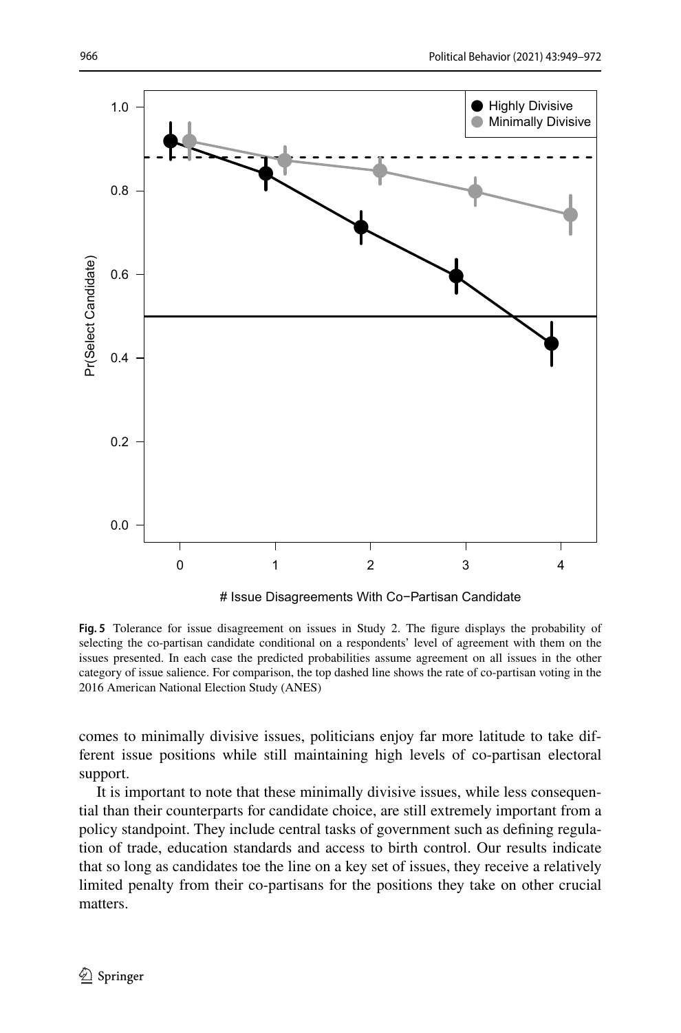**Fig. 5** Tolerance for issue disagreement on issues in Study 2. The figure displays the probability of selecting the co-partisan candidate conditional on a respondents' level of agreement with them on the issues presented. In each case the predicted probabilities assume agreement on all issues in the other category of issue salience. For comparison, the top dashed line shows the rate of co-partisan voting in the 2016 American National Election Study (ANES)

comes to minimally divisive issues, politicians enjoy far more latitude to take different issue positions while still maintaining high levels of co-partisan electoral support.

It is important to note that these minimally divisive issues, while less consequential than their counterparts for candidate choice, are still extremely important from a policy standpoint. They include central tasks of government such as defining regulation of trade, education standards and access to birth control. Our results indicate that so long as candidates toe the line on a key set of issues, they receive a relatively limited penalty from their co-partisans for the positions they take on other crucial matters.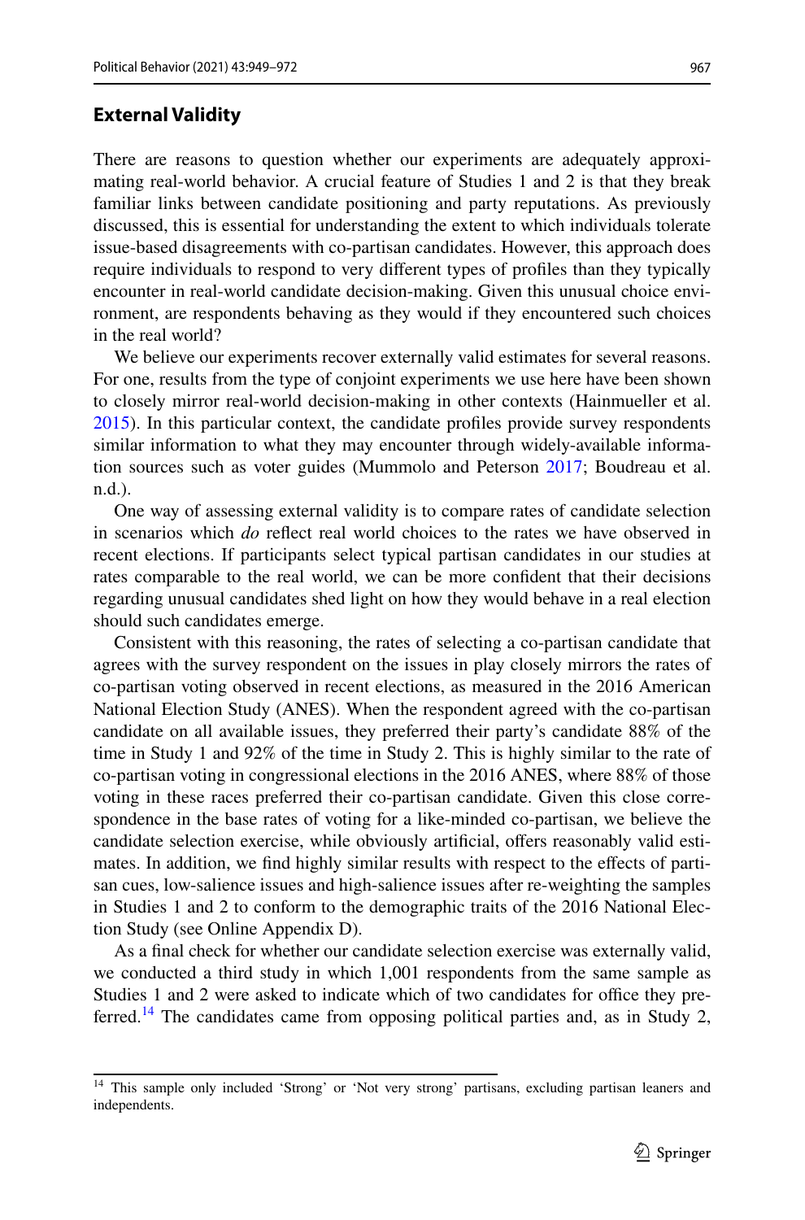## External Validity

There are reasons to question whether our experiments are adequately approximating real-world behavior. A crucial feature of Studies 1 and 2 is that they break familiar links between candidate positioning and party reputations. As previously discussed, this is essential for understanding the extent to which individuals tolerate issue-based disagreements with co-partisan candidates. However, this approach does require individuals to respond to very different types of profiles than they typically encounter in real-world candidate decision-making. Given this unusual choice environment, are respondents behaving as they would if they encountered such choices in the real world?

We believe our experiments recover externally valid estimates for several reasons. For one, results from the type of conjoint experiments we use here have been shown to closely mirror real-world decision-making in other contexts (Hainmueller et al. 2015). In this particular context, the candidate profiles provide survey respondents similar information to what they may encounter through widely-available information sources such as voter guides (Mummolo and Peterson 2017; Boudreau et al. n.d.).

One way of assessing external validity is to compare rates of candidate selection in scenarios which *do* reflect real world choices to the rates we have observed in recent elections. If participants select typical partisan candidates in our studies at rates comparable to the real world, we can be more confident that their decisions regarding unusual candidates shed light on how they would behave in a real election should such candidates emerge.

Consistent with this reasoning, the rates of selecting a co-partisan candidate that agrees with the survey respondent on the issues in play closely mirrors the rates of co-partisan voting observed in recent elections, as measured in the 2016 American National Election Study (ANES). When the respondent agreed with the co-partisan candidate on all available issues, they preferred their party's candidate 88% of the time in Study 1 and 92% of the time in Study 2. This is highly similar to the rate of co-partisan voting in congressional elections in the 2016 ANES, where 88% of those voting in these races preferred their co-partisan candidate. Given this close correspondence in the base rates of voting for a like-minded co-partisan, we believe the candidate selection exercise, while obviously artificial, offers reasonably valid estimates. In addition, we find highly similar results with respect to the effects of partisan cues, low-salience issues and high-salience issues after re-weighting the samples in Studies 1 and 2 to conform to the demographic traits of the 2016 National Election Study (see Online Appendix D).

As a final check for whether our candidate selection exercise was externally valid, we conducted a third study in which 1,001 respondents from the same sample as Studies 1 and 2 were asked to indicate which of two candidates for office they preferred.[14] The candidates came from opposing political parties and, as in Study 2,

[14] This sample only included 'Strong' or 'Not very strong' partisans, excluding partisan leaners and independents.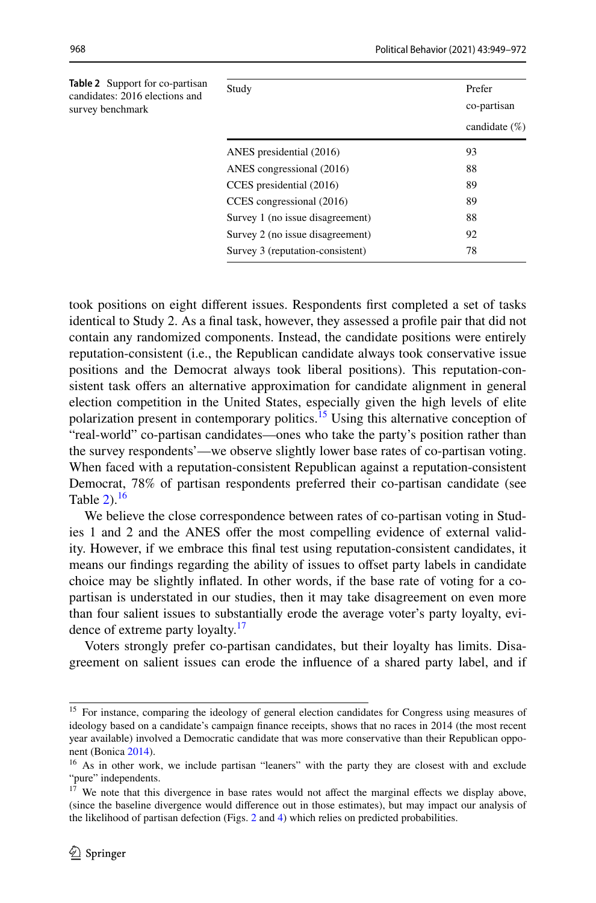**Table 2** Support for co-partisan candidates: 2016 elections and survey benchmark

| Study | Prefer co-partisan candidate (%) |
|---|---|
| ANES presidential (2016) | 93 |
| ANES congressional (2016) | 88 |
| CCES presidential (2016) | 89 |
| CCES congressional (2016) | 89 |
| Survey 1 (no issue disagreement) | 88 |
| Survey 2 (no issue disagreement) | 92 |
| Survey 3 (reputation-consistent) | 78 |

took positions on eight different issues. Respondents first completed a set of tasks identical to Study 2. As a final task, however, they assessed a profile pair that did not contain any randomized components. Instead, the candidate positions were entirely reputation-consistent (i.e., the Republican candidate always took conservative issue positions and the Democrat always took liberal positions). This reputation-consistent task offers an alternative approximation for candidate alignment in general election competition in the United States, especially given the high levels of elite polarization present in contemporary politics.[15] Using this alternative conception of "real-world" co-partisan candidates—ones who take the party's position rather than the survey respondents'—we observe slightly lower base rates of co-partisan voting. When faced with a reputation-consistent Republican against a reputation-consistent Democrat, 78% of partisan respondents preferred their co-partisan candidate (see Table 2).[16]

We believe the close correspondence between rates of co-partisan voting in Studies 1 and 2 and the ANES offer the most compelling evidence of external validity. However, if we embrace this final test using reputation-consistent candidates, it means our findings regarding the ability of issues to offset party labels in candidate choice may be slightly inflated. In other words, if the base rate of voting for a co-partisan is understated in our studies, then it may take disagreement on even more than four salient issues to substantially erode the average voter's party loyalty, evidence of extreme party loyalty.[17]

Voters strongly prefer co-partisan candidates, but their loyalty has limits. Disagreement on salient issues can erode the influence of a shared party label, and if

[15] For instance, comparing the ideology of general election candidates for Congress using measures of ideology based on a candidate's campaign finance receipts, shows that no races in 2014 (the most recent year available) involved a Democratic candidate that was more conservative than their Republican opponent (Bonica 2014).

[16] As in other work, we include partisan "leaners" with the party they are closest with and exclude "pure" independents.

[17] We note that this divergence in base rates would not affect the marginal effects we display above, (since the baseline divergence would difference out in those estimates), but may impact our analysis of the likelihood of partisan defection (Figs. 2 and 4) which relies on predicted probabilities.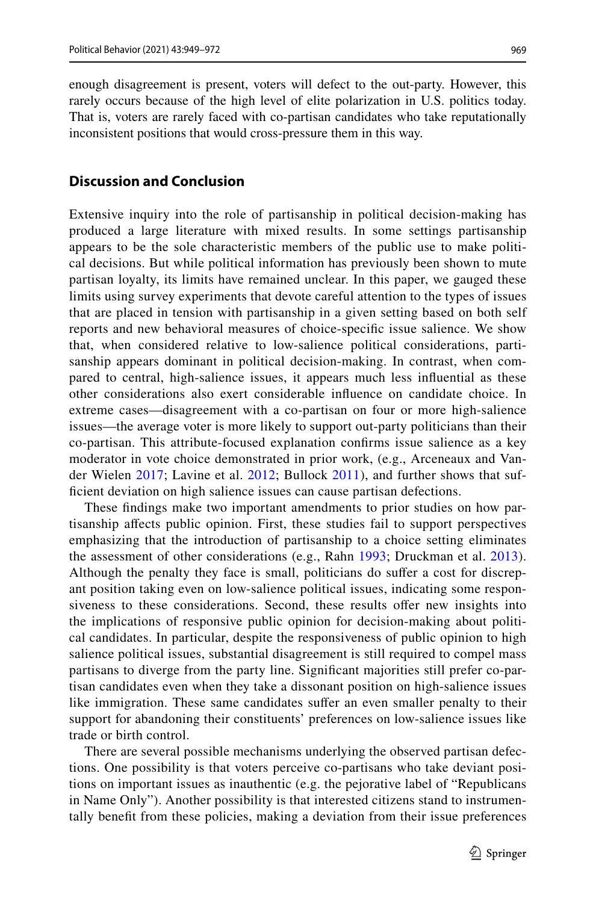enough disagreement is present, voters will defect to the out-party. However, this rarely occurs because of the high level of elite polarization in U.S. politics today. That is, voters are rarely faced with co-partisan candidates who take reputationally inconsistent positions that would cross-pressure them in this way.

## Discussion and Conclusion

Extensive inquiry into the role of partisanship in political decision-making has produced a large literature with mixed results. In some settings partisanship appears to be the sole characteristic members of the public use to make political decisions. But while political information has previously been shown to mute partisan loyalty, its limits have remained unclear. In this paper, we gauged these limits using survey experiments that devote careful attention to the types of issues that are placed in tension with partisanship in a given setting based on both self reports and new behavioral measures of choice-specific issue salience. We show that, when considered relative to low-salience political considerations, partisanship appears dominant in political decision-making. In contrast, when compared to central, high-salience issues, it appears much less influential as these other considerations also exert considerable influence on candidate choice. In extreme cases—disagreement with a co-partisan on four or more high-salience issues—the average voter is more likely to support out-party politicians than their co-partisan. This attribute-focused explanation confirms issue salience as a key moderator in vote choice demonstrated in prior work, (e.g., Arceneaux and Vander Wielen 2017; Lavine et al. 2012; Bullock 2011), and further shows that sufficient deviation on high salience issues can cause partisan defections.

These findings make two important amendments to prior studies on how partisanship affects public opinion. First, these studies fail to support perspectives emphasizing that the introduction of partisanship to a choice setting eliminates the assessment of other considerations (e.g., Rahn 1993; Druckman et al. 2013). Although the penalty they face is small, politicians do suffer a cost for discrepant position taking even on low-salience political issues, indicating some responsiveness to these considerations. Second, these results offer new insights into the implications of responsive public opinion for decision-making about political candidates. In particular, despite the responsiveness of public opinion to high salience political issues, substantial disagreement is still required to compel mass partisans to diverge from the party line. Significant majorities still prefer co-partisan candidates even when they take a dissonant position on high-salience issues like immigration. These same candidates suffer an even smaller penalty to their support for abandoning their constituents' preferences on low-salience issues like trade or birth control.

There are several possible mechanisms underlying the observed partisan defections. One possibility is that voters perceive co-partisans who take deviant positions on important issues as inauthentic (e.g. the pejorative label of "Republicans in Name Only"). Another possibility is that interested citizens stand to instrumentally benefit from these policies, making a deviation from their issue preferences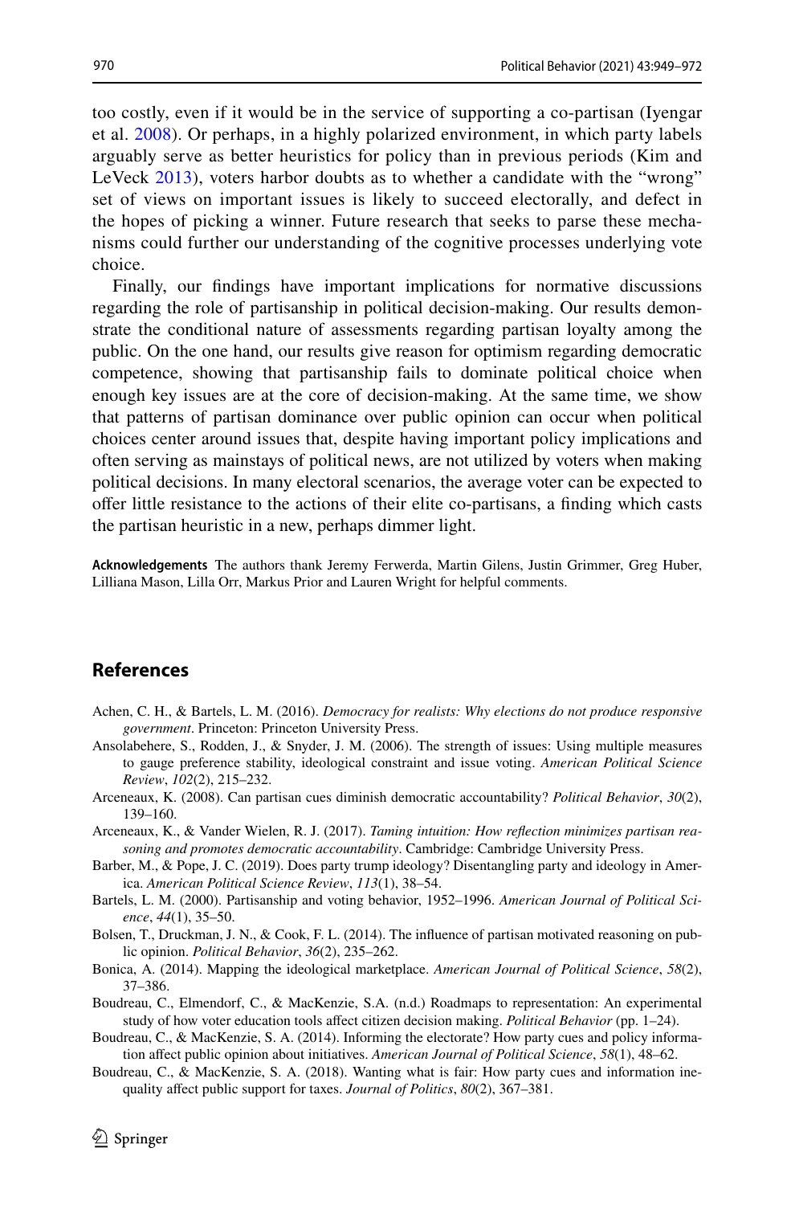too costly, even if it would be in the service of supporting a co-partisan (Iyengar et al. 2008). Or perhaps, in a highly polarized environment, in which party labels arguably serve as better heuristics for policy than in previous periods (Kim and LeVeck 2013), voters harbor doubts as to whether a candidate with the "wrong" set of views on important issues is likely to succeed electorally, and defect in the hopes of picking a winner. Future research that seeks to parse these mechanisms could further our understanding of the cognitive processes underlying vote choice.

Finally, our findings have important implications for normative discussions regarding the role of partisanship in political decision-making. Our results demonstrate the conditional nature of assessments regarding partisan loyalty among the public. On the one hand, our results give reason for optimism regarding democratic competence, showing that partisanship fails to dominate political choice when enough key issues are at the core of decision-making. At the same time, we show that patterns of partisan dominance over public opinion can occur when political choices center around issues that, despite having important policy implications and often serving as mainstays of political news, are not utilized by voters when making political decisions. In many electoral scenarios, the average voter can be expected to offer little resistance to the actions of their elite co-partisans, a finding which casts the partisan heuristic in a new, perhaps dimmer light.

**Acknowledgements** The authors thank Jeremy Ferwerda, Martin Gilens, Justin Grimmer, Greg Huber, Lilliana Mason, Lilla Orr, Markus Prior and Lauren Wright for helpful comments.

## References

Achen, C. H., & Bartels, L. M. (2016). *Democracy for realists: Why elections do not produce responsive government*. Princeton: Princeton University Press.

Ansolabehere, S., Rodden, J., & Snyder, J. M. (2006). The strength of issues: Using multiple measures to gauge preference stability, ideological constraint and issue voting. *American Political Science Review*, *102*(2), 215–232.

Arceneaux, K. (2008). Can partisan cues diminish democratic accountability? *Political Behavior*, *30*(2), 139–160.

Arceneaux, K., & Vander Wielen, R. J. (2017). *Taming intuition: How reflection minimizes partisan reasoning and promotes democratic accountability*. Cambridge: Cambridge University Press.

Barber, M., & Pope, J. C. (2019). Does party trump ideology? Disentangling party and ideology in America. *American Political Science Review*, *113*(1), 38–54.

Bartels, L. M. (2000). Partisanship and voting behavior, 1952–1996. *American Journal of Political Science*, *44*(1), 35–50.

Bolsen, T., Druckman, J. N., & Cook, F. L. (2014). The influence of partisan motivated reasoning on public opinion. *Political Behavior*, *36*(2), 235–262.

Bonica, A. (2014). Mapping the ideological marketplace. *American Journal of Political Science*, *58*(2), 37–386.

Boudreau, C., Elmendorf, C., & MacKenzie, S.A. (n.d.) Roadmaps to representation: An experimental study of how voter education tools affect citizen decision making. *Political Behavior* (pp. 1–24).

Boudreau, C., & MacKenzie, S. A. (2014). Informing the electorate? How party cues and policy information affect public opinion about initiatives. *American Journal of Political Science*, *58*(1), 48–62.

Boudreau, C., & MacKenzie, S. A. (2018). Wanting what is fair: How party cues and information inequality affect public support for taxes. *Journal of Politics*, *80*(2), 367–381.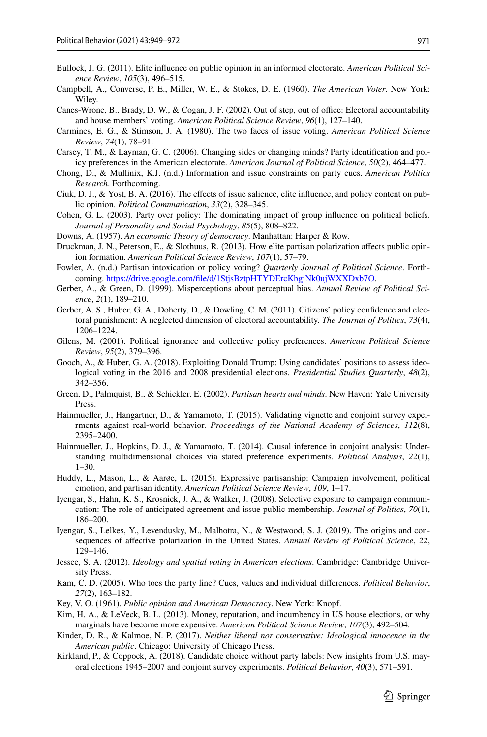Bullock, J. G. (2011). Elite influence on public opinion in an informed electorate. *American Political Science Review*, *105*(3), 496–515.

Campbell, A., Converse, P. E., Miller, W. E., & Stokes, D. E. (1960). *The American Voter*. New York: Wiley.

Canes-Wrone, B., Brady, D. W., & Cogan, J. F. (2002). Out of step, out of office: Electoral accountability and house members' voting. *American Political Science Review*, *96*(1), 127–140.

Carmines, E. G., & Stimson, J. A. (1980). The two faces of issue voting. *American Political Science Review*, *74*(1), 78–91.

Carsey, T. M., & Layman, G. C. (2006). Changing sides or changing minds? Party identification and policy preferences in the American electorate. *American Journal of Political Science*, *50*(2), 464–477.

Chong, D., & Mullinix, K.J. (n.d.) Information and issue constraints on party cues. *American Politics Research*. Forthcoming.

Ciuk, D. J., & Yost, B. A. (2016). The effects of issue salience, elite influence, and policy content on public opinion. *Political Communication*, *33*(2), 328–345.

Cohen, G. L. (2003). Party over policy: The dominating impact of group influence on political beliefs. *Journal of Personality and Social Psychology*, *85*(5), 808–822.

Downs, A. (1957). *An economic Theory of democracy*. Manhattan: Harper & Row.

Druckman, J. N., Peterson, E., & Slothuus, R. (2013). How elite partisan polarization affects public opinion formation. *American Political Science Review*, *107*(1), 57–79.

Fowler, A. (n.d.) Partisan intoxication or policy voting? *Quarterly Journal of Political Science*. Forthcoming. https://drive.google.com/file/d/1StjsBztpHTYDErcKbgjNk0ujWXXDxb7O.

Gerber, A., & Green, D. (1999). Misperceptions about perceptual bias. *Annual Review of Political Science*, *2*(1), 189–210.

Gerber, A. S., Huber, G. A., Doherty, D., & Dowling, C. M. (2011). Citizens' policy confidence and electoral punishment: A neglected dimension of electoral accountability. *The Journal of Politics*, *73*(4), 1206–1224.

Gilens, M. (2001). Political ignorance and collective policy preferences. *American Political Science Review*, *95*(2), 379–396.

Gooch, A., & Huber, G. A. (2018). Exploiting Donald Trump: Using candidates' positions to assess ideological voting in the 2016 and 2008 presidential elections. *Presidential Studies Quarterly*, *48*(2), 342–356.

Green, D., Palmquist, B., & Schickler, E. (2002). *Partisan hearts and minds*. New Haven: Yale University Press.

Hainmueller, J., Hangartner, D., & Yamamoto, T. (2015). Validating vignette and conjoint survey expeirments against real-world behavior. *Proceedings of the National Academy of Sciences*, *112*(8), 2395–2400.

Hainmueller, J., Hopkins, D. J., & Yamamoto, T. (2014). Causal inference in conjoint analysis: Understanding multidimensional choices via stated preference experiments. *Political Analysis*, *22*(1), 1–30.

Huddy, L., Mason, L., & Aarøe, L. (2015). Expressive partisanship: Campaign involvement, political emotion, and partisan identity. *American Political Science Review*, *109*, 1–17.

Iyengar, S., Hahn, K. S., Krosnick, J. A., & Walker, J. (2008). Selective exposure to campaign communication: The role of anticipated agreement and issue public membership. *Journal of Politics*, *70*(1), 186–200.

Iyengar, S., Lelkes, Y., Levendusky, M., Malhotra, N., & Westwood, S. J. (2019). The origins and consequences of affective polarization in the United States. *Annual Review of Political Science*, *22*, 129–146.

Jessee, S. A. (2012). *Ideology and spatial voting in American elections*. Cambridge: Cambridge University Press.

Kam, C. D. (2005). Who toes the party line? Cues, values and individual differences. *Political Behavior*, *27*(2), 163–182.

Key, V. O. (1961). *Public opinion and American Democracy*. New York: Knopf.

Kim, H. A., & LeVeck, B. L. (2013). Money, reputation, and incumbency in US house elections, or why marginals have become more expensive. *American Political Science Review*, *107*(3), 492–504.

Kinder, D. R., & Kalmoe, N. P. (2017). *Neither liberal nor conservative: Ideological innocence in the American public*. Chicago: University of Chicago Press.

Kirkland, P., & Coppock, A. (2018). Candidate choice without party labels: New insights from U.S. mayoral elections 1945–2007 and conjoint survey experiments. *Political Behavior*, *40*(3), 571–591.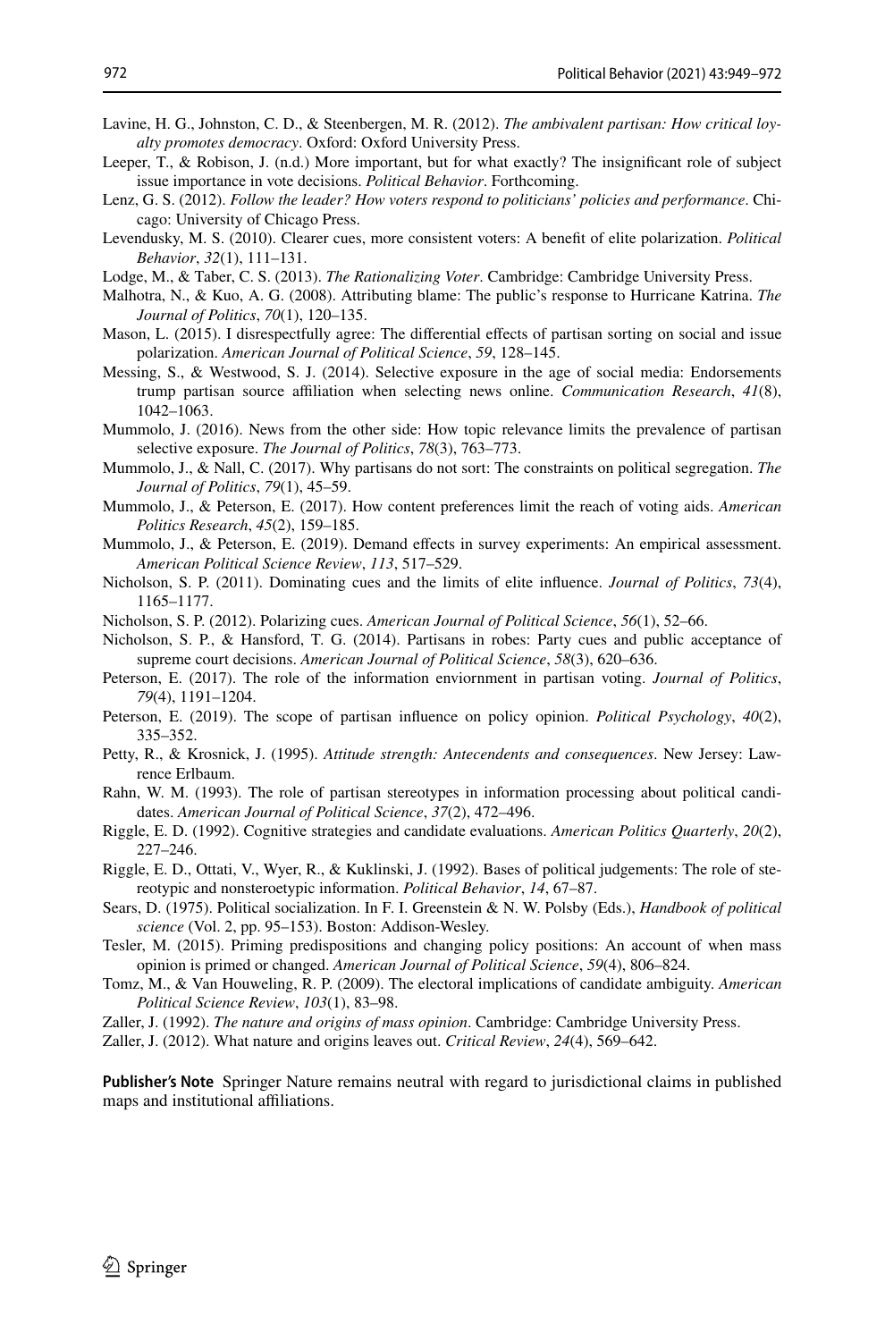Lavine, H. G., Johnston, C. D., & Steenbergen, M. R. (2012). *The ambivalent partisan: How critical loyalty promotes democracy*. Oxford: Oxford University Press.

Leeper, T., & Robison, J. (n.d.) More important, but for what exactly? The insignificant role of subject issue importance in vote decisions. *Political Behavior*. Forthcoming.

Lenz, G. S. (2012). *Follow the leader? How voters respond to politicians' policies and performance*. Chicago: University of Chicago Press.

Levendusky, M. S. (2010). Clearer cues, more consistent voters: A benefit of elite polarization. *Political Behavior*, *32*(1), 111–131.

Lodge, M., & Taber, C. S. (2013). *The Rationalizing Voter*. Cambridge: Cambridge University Press.

Malhotra, N., & Kuo, A. G. (2008). Attributing blame: The public's response to Hurricane Katrina. *The Journal of Politics*, *70*(1), 120–135.

Mason, L. (2015). I disrespectfully agree: The differential effects of partisan sorting on social and issue polarization. *American Journal of Political Science*, *59*, 128–145.

Messing, S., & Westwood, S. J. (2014). Selective exposure in the age of social media: Endorsements trump partisan source affiliation when selecting news online. *Communication Research*, *41*(8), 1042–1063.

Mummolo, J. (2016). News from the other side: How topic relevance limits the prevalence of partisan selective exposure. *The Journal of Politics*, *78*(3), 763–773.

Mummolo, J., & Nall, C. (2017). Why partisans do not sort: The constraints on political segregation. *The Journal of Politics*, *79*(1), 45–59.

Mummolo, J., & Peterson, E. (2017). How content preferences limit the reach of voting aids. *American Politics Research*, *45*(2), 159–185.

Mummolo, J., & Peterson, E. (2019). Demand effects in survey experiments: An empirical assessment. *American Political Science Review*, *113*, 517–529.

Nicholson, S. P. (2011). Dominating cues and the limits of elite influence. *Journal of Politics*, *73*(4), 1165–1177.

Nicholson, S. P. (2012). Polarizing cues. *American Journal of Political Science*, *56*(1), 52–66.

Nicholson, S. P., & Hansford, T. G. (2014). Partisans in robes: Party cues and public acceptance of supreme court decisions. *American Journal of Political Science*, *58*(3), 620–636.

Peterson, E. (2017). The role of the information enviornment in partisan voting. *Journal of Politics*, *79*(4), 1191–1204.

Peterson, E. (2019). The scope of partisan influence on policy opinion. *Political Psychology*, *40*(2), 335–352.

Petty, R., & Krosnick, J. (1995). *Attitude strength: Antecendents and consequences*. New Jersey: Lawrence Erlbaum.

Rahn, W. M. (1993). The role of partisan stereotypes in information processing about political candidates. *American Journal of Political Science*, *37*(2), 472–496.

Riggle, E. D. (1992). Cognitive strategies and candidate evaluations. *American Politics Quarterly*, *20*(2), 227–246.

Riggle, E. D., Ottati, V., Wyer, R., & Kuklinski, J. (1992). Bases of political judgements: The role of stereotypic and nonsteroetypic information. *Political Behavior*, *14*, 67–87.

Sears, D. (1975). Political socialization. In F. I. Greenstein & N. W. Polsby (Eds.), *Handbook of political science* (Vol. 2, pp. 95–153). Boston: Addison-Wesley.

Tesler, M. (2015). Priming predispositions and changing policy positions: An account of when mass opinion is primed or changed. *American Journal of Political Science*, *59*(4), 806–824.

Tomz, M., & Van Houweling, R. P. (2009). The electoral implications of candidate ambiguity. *American Political Science Review*, *103*(1), 83–98.

Zaller, J. (1992). *The nature and origins of mass opinion*. Cambridge: Cambridge University Press.

Zaller, J. (2012). What nature and origins leaves out. *Critical Review*, *24*(4), 569–642.

**Publisher's Note** Springer Nature remains neutral with regard to jurisdictional claims in published maps and institutional affiliations.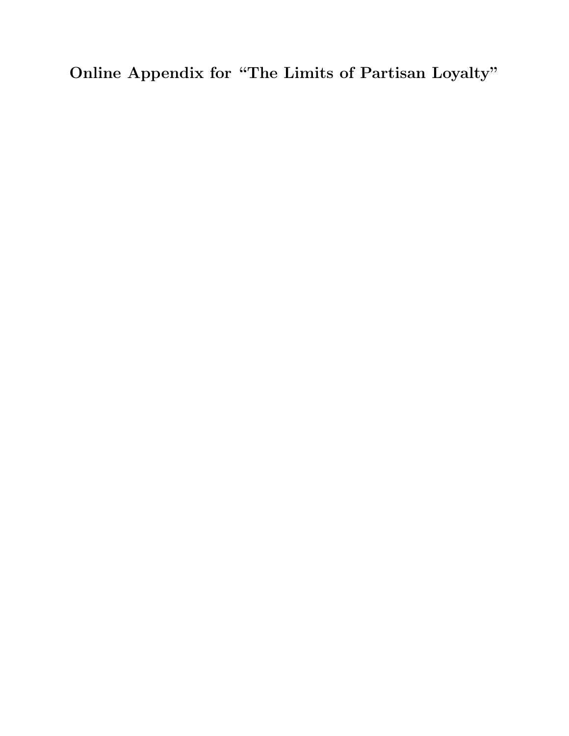# Online Appendix for "The Limits of Partisan Loyalty"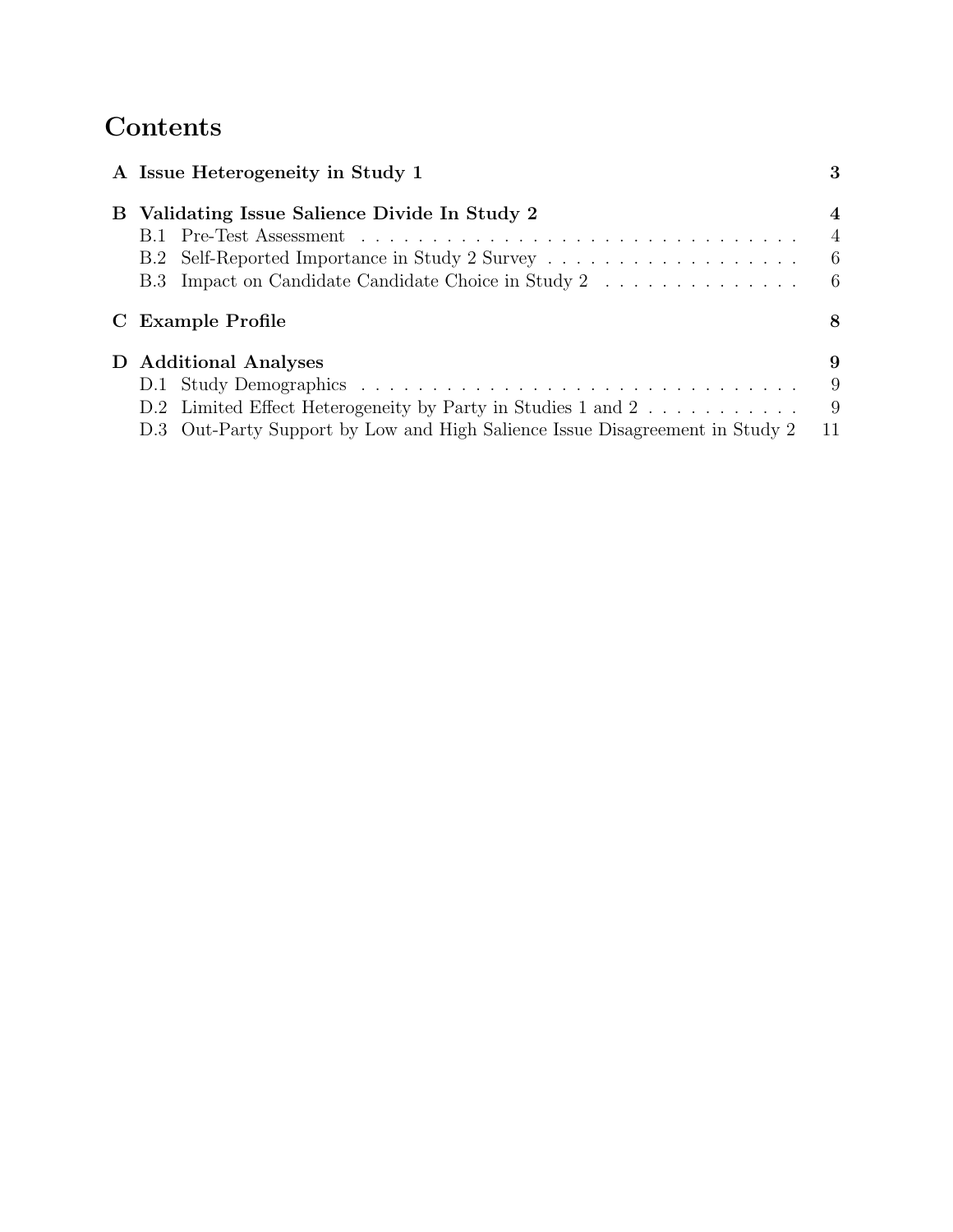# Contents

**A Issue Heterogeneity in Study 1** — **3**

**B Validating Issue Salience Divide In Study 2** — **4**

- B.1 Pre-Test Assessment — 4
- B.2 Self-Reported Importance in Study 2 Survey — 6
- B.3 Impact on Candidate Candidate Choice in Study 2 — 6

**C Example Profile** — **8**

**D Additional Analyses** — **9**

- D.1 Study Demographics — 9
- D.2 Limited Effect Heterogeneity by Party in Studies 1 and 2 — 9
- D.3 Out-Party Support by Low and High Salience Issue Disagreement in Study 2 — 11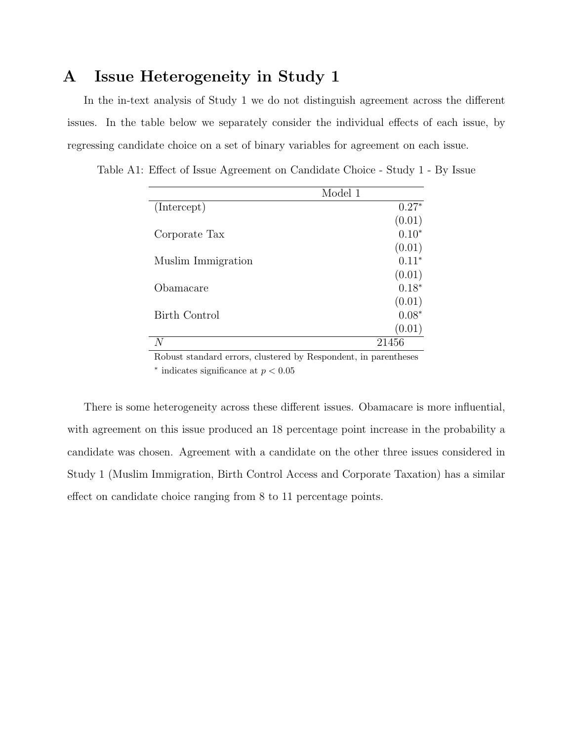# A Issue Heterogeneity in Study 1

In the in-text analysis of Study 1 we do not distinguish agreement across the different issues. In the table below we separately consider the individual effects of each issue, by regressing candidate choice on a set of binary variables for agreement on each issue.

Table A1: Effect of Issue Agreement on Candidate Choice - Study 1 - By Issue

| | Model 1 |
|---|---|
| (Intercept) | 0.27* |
| | (0.01) |
| Corporate Tax | 0.10* |
| | (0.01) |
| Muslim Immigration | 0.11* |
| | (0.01) |
| Obamacare | 0.18* |
| | (0.01) |
| Birth Control | 0.08* |
| | (0.01) |
| $N$ | 21456 |

Robust standard errors, clustered by Respondent, in parentheses

* indicates significance at $p < 0.05$

There is some heterogeneity across these different issues. Obamacare is more influential, with agreement on this issue produced an 18 percentage point increase in the probability a candidate was chosen. Agreement with a candidate on the other three issues considered in Study 1 (Muslim Immigration, Birth Control Access and Corporate Taxation) has a similar effect on candidate choice ranging from 8 to 11 percentage points.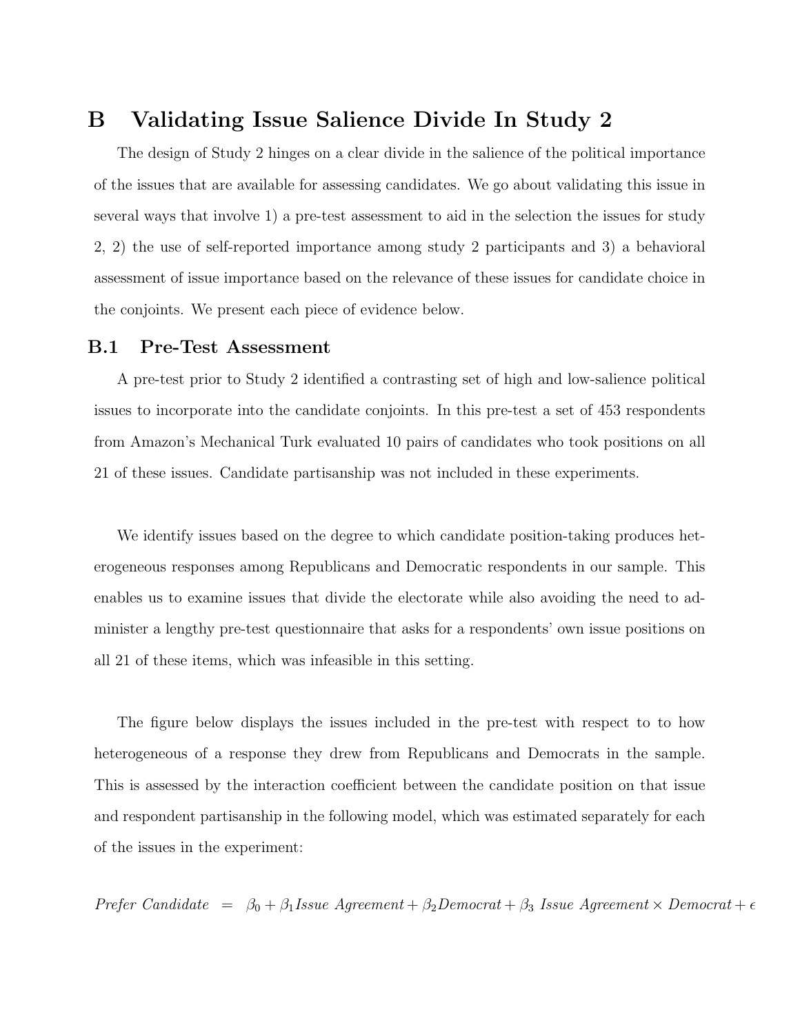# B Validating Issue Salience Divide In Study 2

The design of Study 2 hinges on a clear divide in the salience of the political importance of the issues that are available for assessing candidates. We go about validating this issue in several ways that involve 1) a pre-test assessment to aid in the selection the issues for study 2, 2) the use of self-reported importance among study 2 participants and 3) a behavioral assessment of issue importance based on the relevance of these issues for candidate choice in the conjoints. We present each piece of evidence below.

## B.1 Pre-Test Assessment

A pre-test prior to Study 2 identified a contrasting set of high and low-salience political issues to incorporate into the candidate conjoints. In this pre-test a set of 453 respondents from Amazon's Mechanical Turk evaluated 10 pairs of candidates who took positions on all 21 of these issues. Candidate partisanship was not included in these experiments.

We identify issues based on the degree to which candidate position-taking produces heterogeneous responses among Republicans and Democratic respondents in our sample. This enables us to examine issues that divide the electorate while also avoiding the need to administer a lengthy pre-test questionnaire that asks for a respondents' own issue positions on all 21 of these items, which was infeasible in this setting.

The figure below displays the issues included in the pre-test with respect to to how heterogeneous of a response they drew from Republicans and Democrats in the sample. This is assessed by the interaction coefficient between the candidate position on that issue and respondent partisanship in the following model, which was estimated separately for each of the issues in the experiment:

$$\textit{Prefer Candidate} \;=\; \beta_0 + \beta_1 \textit{Issue Agreement} + \beta_2 \textit{Democrat} + \beta_3 \; \textit{Issue Agreement} \times \textit{Democrat} + \epsilon$$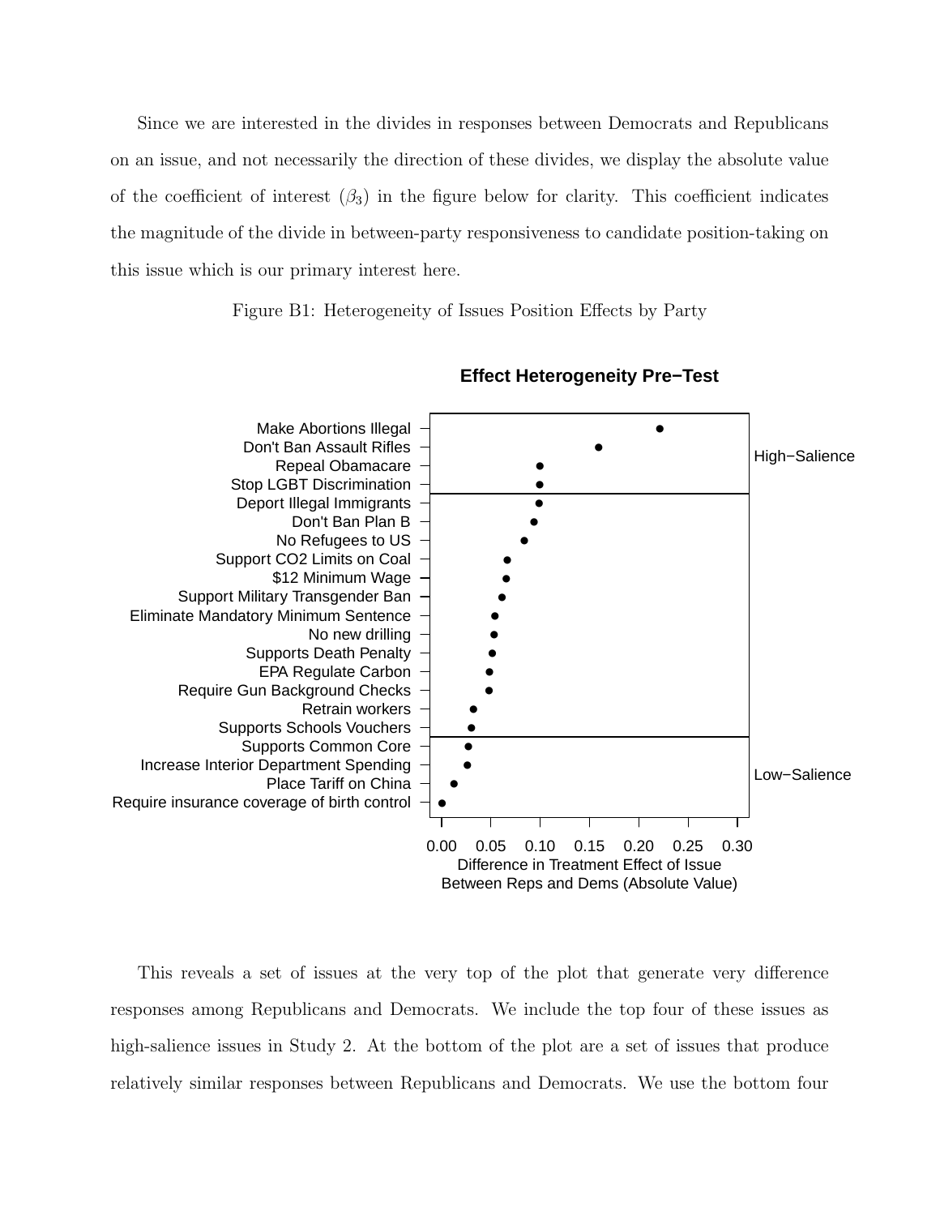Since we are interested in the divides in responses between Democrats and Republicans on an issue, and not necessarily the direction of these divides, we display the absolute value of the coefficient of interest ($\beta_3$) in the figure below for clarity. This coefficient indicates the magnitude of the divide in between-party responsiveness to candidate position-taking on this issue which is our primary interest here.

Figure B1: Heterogeneity of Issues Position Effects by Party

This reveals a set of issues at the very top of the plot that generate very difference responses among Republicans and Democrats. We include the top four of these issues as high-salience issues in Study 2. At the bottom of the plot are a set of issues that produce relatively similar responses between Republicans and Democrats. We use the bottom four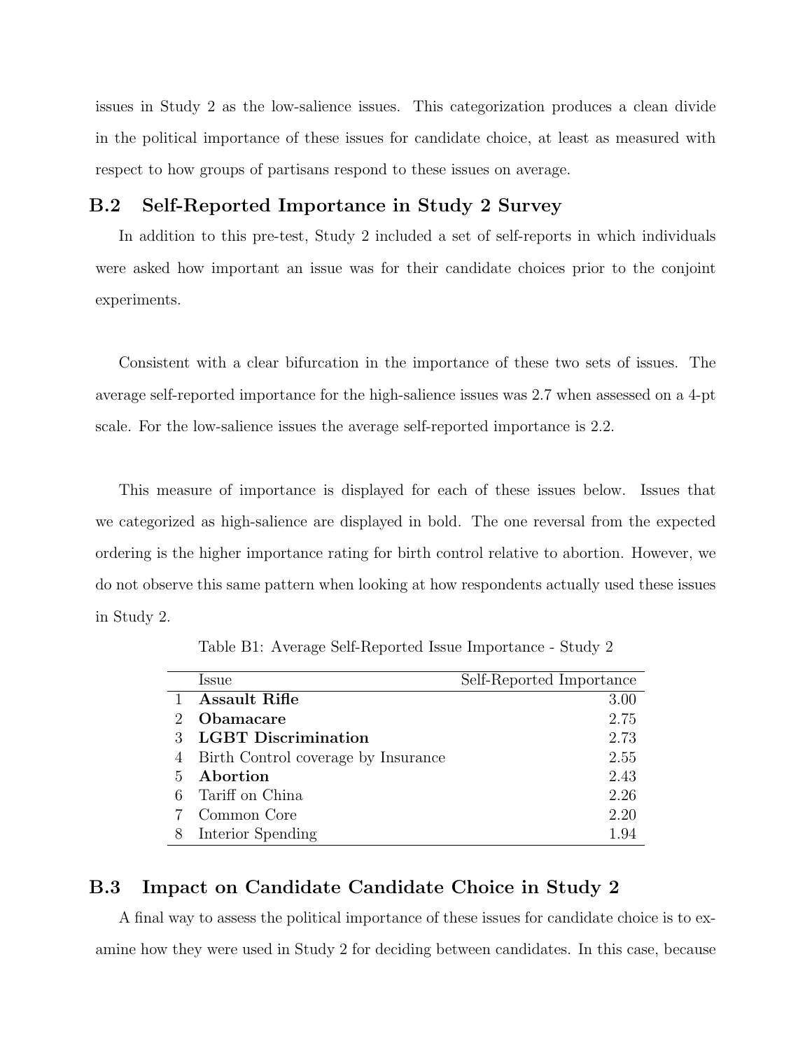issues in Study 2 as the low-salience issues. This categorization produces a clean divide in the political importance of these issues for candidate choice, at least as measured with respect to how groups of partisans respond to these issues on average.

## B.2 Self-Reported Importance in Study 2 Survey

In addition to this pre-test, Study 2 included a set of self-reports in which individuals were asked how important an issue was for their candidate choices prior to the conjoint experiments.

Consistent with a clear bifurcation in the importance of these two sets of issues. The average self-reported importance for the high-salience issues was 2.7 when assessed on a 4-pt scale. For the low-salience issues the average self-reported importance is 2.2.

This measure of importance is displayed for each of these issues below. Issues that we categorized as high-salience are displayed in bold. The one reversal from the expected ordering is the higher importance rating for birth control relative to abortion. However, we do not observe this same pattern when looking at how respondents actually used these issues in Study 2.

Table B1: Average Self-Reported Issue Importance - Study 2

| | Issue | Self-Reported Importance |
|---|---|---|
| 1 | **Assault Rifle** | 3.00 |
| 2 | **Obamacare** | 2.75 |
| 3 | **LGBT Discrimination** | 2.73 |
| 4 | Birth Control coverage by Insurance | 2.55 |
| 5 | **Abortion** | 2.43 |
| 6 | Tariff on China | 2.26 |
| 7 | Common Core | 2.20 |
| 8 | Interior Spending | 1.94 |

## B.3 Impact on Candidate Candidate Choice in Study 2

A final way to assess the political importance of these issues for candidate choice is to examine how they were used in Study 2 for deciding between candidates. In this case, because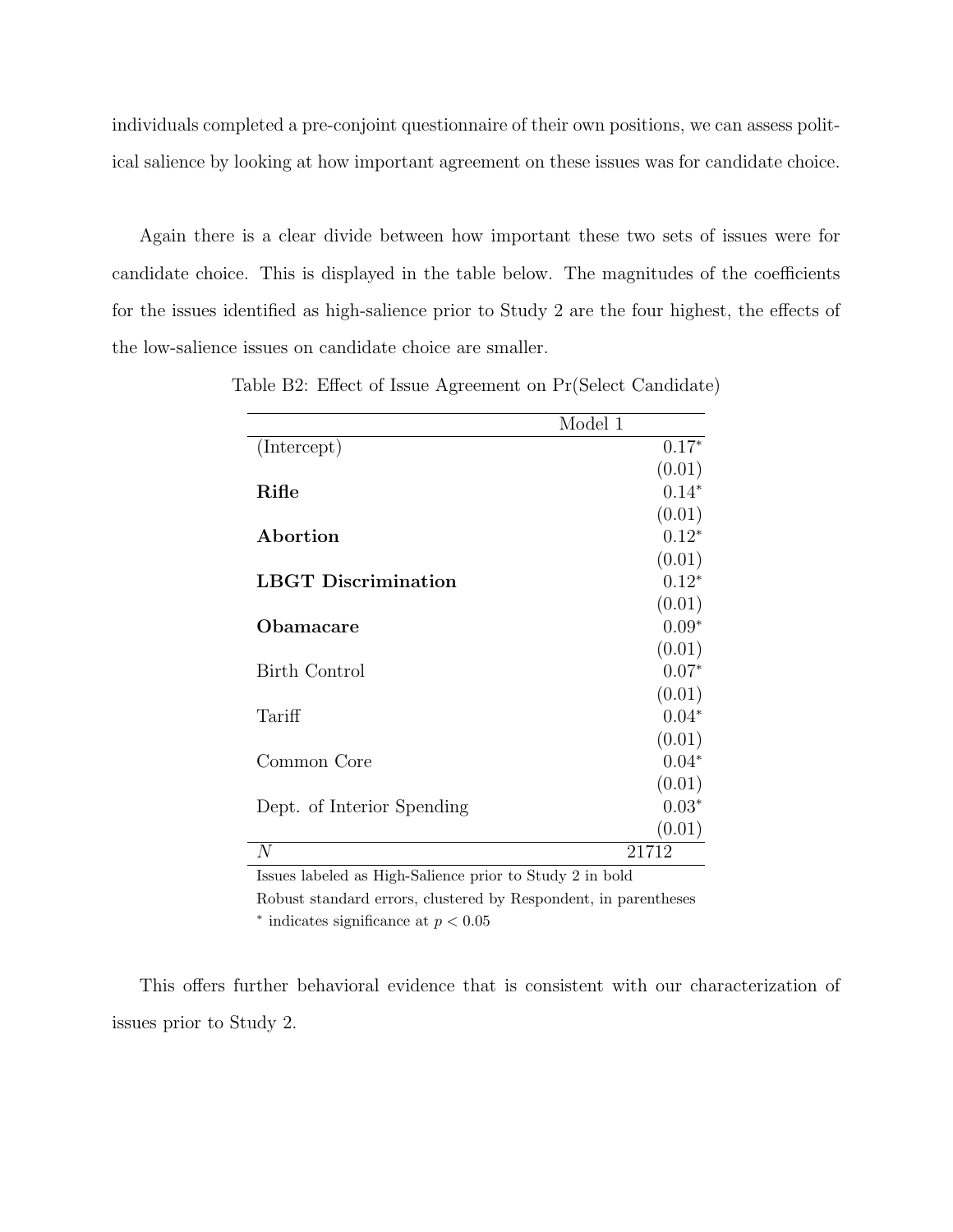individuals completed a pre-conjoint questionnaire of their own positions, we can assess political salience by looking at how important agreement on these issues was for candidate choice.

Again there is a clear divide between how important these two sets of issues were for candidate choice. This is displayed in the table below. The magnitudes of the coefficients for the issues identified as high-salience prior to Study 2 are the four highest, the effects of the low-salience issues on candidate choice are smaller.

Table B2: Effect of Issue Agreement on Pr(Select Candidate)

| | Model 1 |
|---|---|
| (Intercept) | $0.17^{*}$ |
| | (0.01) |
| **Rifle** | $0.14^{*}$ |
| | (0.01) |
| **Abortion** | $0.12^{*}$ |
| | (0.01) |
| **LBGT Discrimination** | $0.12^{*}$ |
| | (0.01) |
| **Obamacare** | $0.09^{*}$ |
| | (0.01) |
| Birth Control | $0.07^{*}$ |
| | (0.01) |
| Tariff | $0.04^{*}$ |
| | (0.01) |
| Common Core | $0.04^{*}$ |
| | (0.01) |
| Dept. of Interior Spending | $0.03^{*}$ |
| | (0.01) |
| $N$ | 21712 |

Issues labeled as High-Salience prior to Study 2 in bold

Robust standard errors, clustered by Respondent, in parentheses

$^{*}$ indicates significance at $p < 0.05$

This offers further behavioral evidence that is consistent with our characterization of issues prior to Study 2.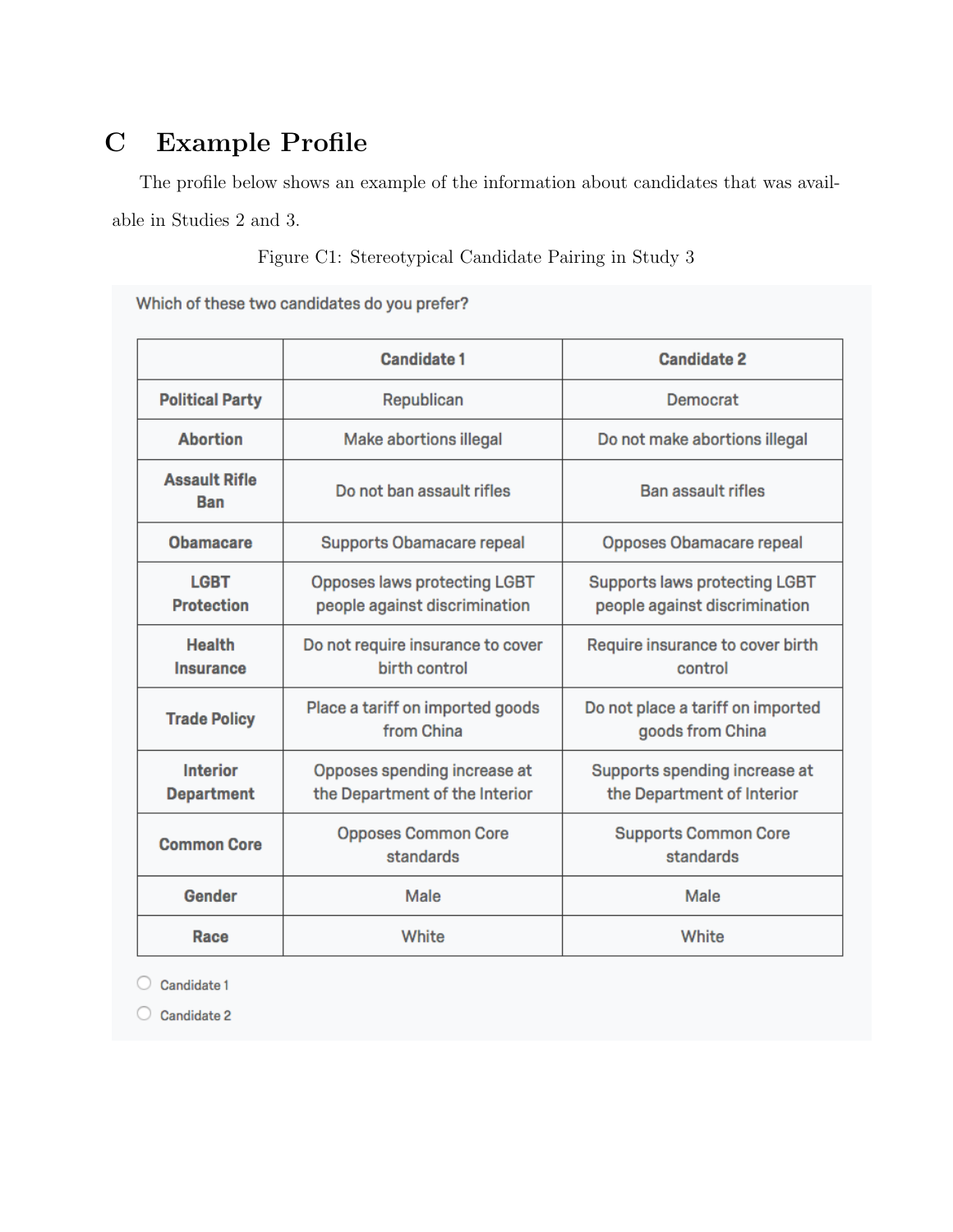# C Example Profile

The profile below shows an example of the information about candidates that was available in Studies 2 and 3.

Figure C1: Stereotypical Candidate Pairing in Study 3

Which of these two candidates do you prefer?

| | Candidate 1 | Candidate 2 |
|---|---|---|
| Political Party | Republican | Democrat |
| Abortion | Make abortions illegal | Do not make abortions illegal |
| Assault Rifle Ban | Do not ban assault rifles | Ban assault rifles |
| Obamacare | Supports Obamacare repeal | Opposes Obamacare repeal |
| LGBT Protection | Opposes laws protecting LGBT people against discrimination | Supports laws protecting LGBT people against discrimination |
| Health Insurance | Do not require insurance to cover birth control | Require insurance to cover birth control |
| Trade Policy | Place a tariff on imported goods from China | Do not place a tariff on imported goods from China |
| Interior Department | Opposes spending increase at the Department of the Interior | Supports spending increase at the Department of Interior |
| Common Core | Opposes Common Core standards | Supports Common Core standards |
| Gender | Male | Male |
| Race | White | White |

- Candidate 1
- Candidate 2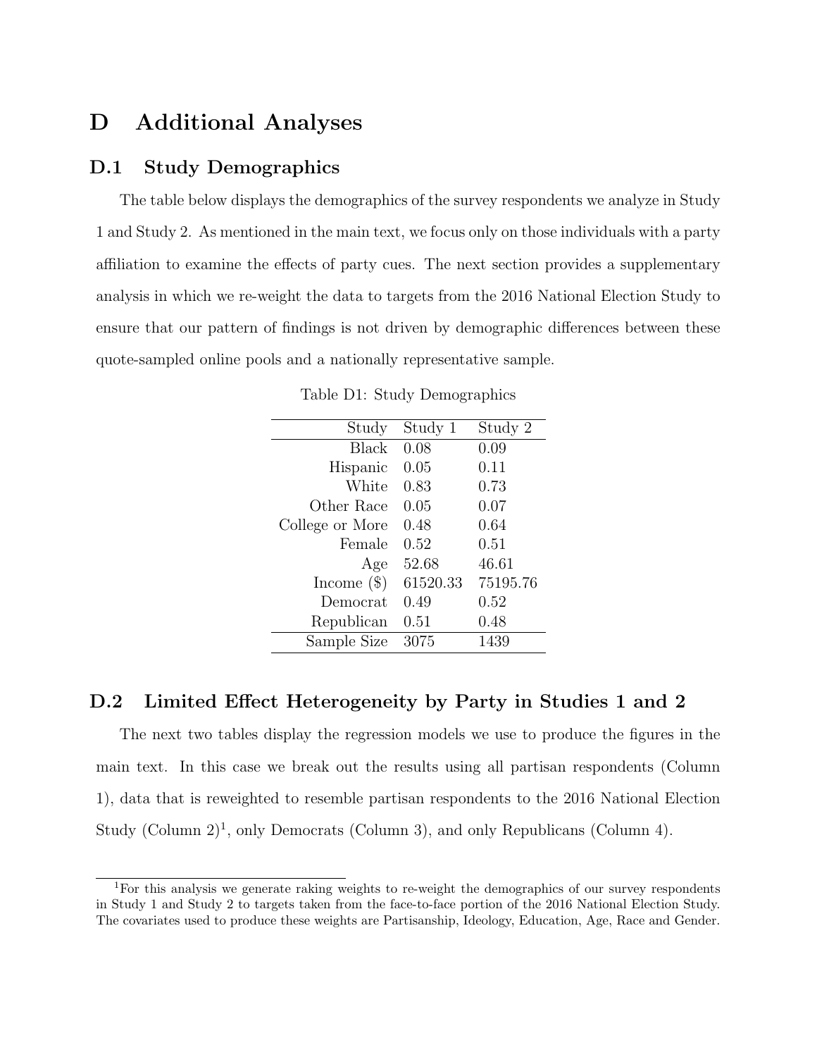# D Additional Analyses

## D.1 Study Demographics

The table below displays the demographics of the survey respondents we analyze in Study 1 and Study 2. As mentioned in the main text, we focus only on those individuals with a party affiliation to examine the effects of party cues. The next section provides a supplementary analysis in which we re-weight the data to targets from the 2016 National Election Study to ensure that our pattern of findings is not driven by demographic differences between these quote-sampled online pools and a nationally representative sample.

Table D1: Study Demographics

| Study | Study 1 | Study 2 |
|---:|---|---|
| Black | 0.08 | 0.09 |
| Hispanic | 0.05 | 0.11 |
| White | 0.83 | 0.73 |
| Other Race | 0.05 | 0.07 |
| College or More | 0.48 | 0.64 |
| Female | 0.52 | 0.51 |
| Age | 52.68 | 46.61 |
| Income ($) | 61520.33 | 75195.76 |
| Democrat | 0.49 | 0.52 |
| Republican | 0.51 | 0.48 |
| Sample Size | 3075 | 1439 |

## D.2 Limited Effect Heterogeneity by Party in Studies 1 and 2

The next two tables display the regression models we use to produce the figures in the main text. In this case we break out the results using all partisan respondents (Column 1), data that is reweighted to resemble partisan respondents to the 2016 National Election Study (Column 2)[1], only Democrats (Column 3), and only Republicans (Column 4).

[1]For this analysis we generate raking weights to re-weight the demographics of our survey respondents in Study 1 and Study 2 to targets taken from the face-to-face portion of the 2016 National Election Study. The covariates used to produce these weights are Partisanship, Ideology, Education, Age, Race and Gender.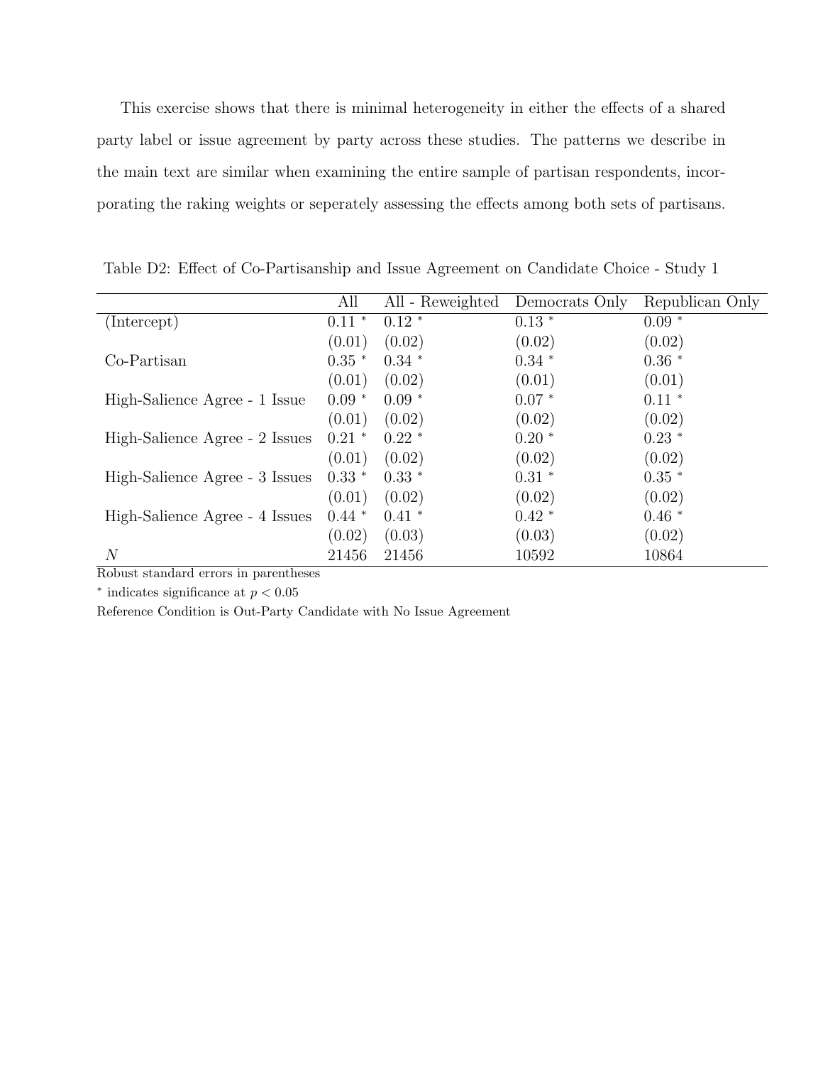This exercise shows that there is minimal heterogeneity in either the effects of a shared party label or issue agreement by party across these studies. The patterns we describe in the main text are similar when examining the entire sample of partisan respondents, incorporating the raking weights or seperately assessing the effects among both sets of partisans.

Table D2: Effect of Co-Partisanship and Issue Agreement on Candidate Choice - Study 1

| | All | All - Reweighted | Democrats Only | Republican Only |
|---|---|---|---|---|
| (Intercept) | 0.11 * | 0.12 * | 0.13 * | 0.09 * |
| | (0.01) | (0.02) | (0.02) | (0.02) |
| Co-Partisan | 0.35 * | 0.34 * | 0.34 * | 0.36 * |
| | (0.01) | (0.02) | (0.01) | (0.01) |
| High-Salience Agree - 1 Issue | 0.09 * | 0.09 * | 0.07 * | 0.11 * |
| | (0.01) | (0.02) | (0.02) | (0.02) |
| High-Salience Agree - 2 Issues | 0.21 * | 0.22 * | 0.20 * | 0.23 * |
| | (0.01) | (0.02) | (0.02) | (0.02) |
| High-Salience Agree - 3 Issues | 0.33 * | 0.33 * | 0.31 * | 0.35 * |
| | (0.01) | (0.02) | (0.02) | (0.02) |
| High-Salience Agree - 4 Issues | 0.44 * | 0.41 * | 0.42 * | 0.46 * |
| | (0.02) | (0.03) | (0.03) | (0.02) |
| $N$ | 21456 | 21456 | 10592 | 10864 |

Robust standard errors in parentheses

* indicates significance at $p < 0.05$

Reference Condition is Out-Party Candidate with No Issue Agreement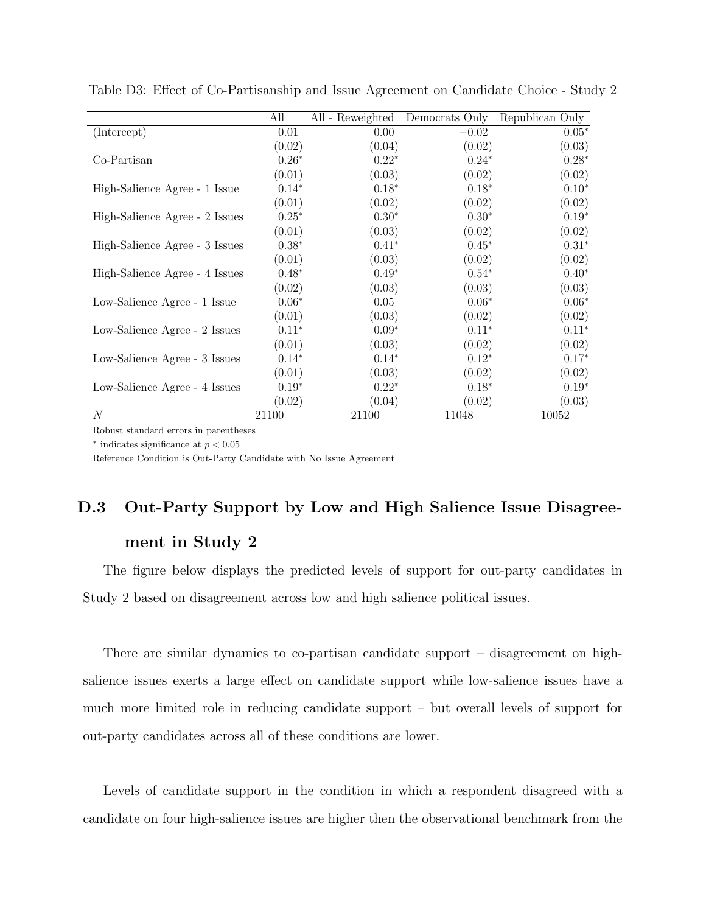Table D3: Effect of Co-Partisanship and Issue Agreement on Candidate Choice - Study 2

| | All | All - Reweighted | Democrats Only | Republican Only |
|---|---|---|---|---|
| (Intercept) | 0.01 | 0.00 | −0.02 | 0.05* |
| | (0.02) | (0.04) | (0.02) | (0.03) |
| Co-Partisan | 0.26* | 0.22* | 0.24* | 0.28* |
| | (0.01) | (0.03) | (0.02) | (0.02) |
| High-Salience Agree - 1 Issue | 0.14* | 0.18* | 0.18* | 0.10* |
| | (0.01) | (0.02) | (0.02) | (0.02) |
| High-Salience Agree - 2 Issues | 0.25* | 0.30* | 0.30* | 0.19* |
| | (0.01) | (0.03) | (0.02) | (0.02) |
| High-Salience Agree - 3 Issues | 0.38* | 0.41* | 0.45* | 0.31* |
| | (0.01) | (0.03) | (0.02) | (0.02) |
| High-Salience Agree - 4 Issues | 0.48* | 0.49* | 0.54* | 0.40* |
| | (0.02) | (0.03) | (0.03) | (0.03) |
| Low-Salience Agree - 1 Issue | 0.06* | 0.05 | 0.06* | 0.06* |
| | (0.01) | (0.03) | (0.02) | (0.02) |
| Low-Salience Agree - 2 Issues | 0.11* | 0.09* | 0.11* | 0.11* |
| | (0.01) | (0.03) | (0.02) | (0.02) |
| Low-Salience Agree - 3 Issues | 0.14* | 0.14* | 0.12* | 0.17* |
| | (0.01) | (0.03) | (0.02) | (0.02) |
| Low-Salience Agree - 4 Issues | 0.19* | 0.22* | 0.18* | 0.19* |
| | (0.02) | (0.04) | (0.02) | (0.03) |
| $N$ | 21100 | 21100 | 11048 | 10052 |

Robust standard errors in parentheses

* indicates significance at $p < 0.05$

Reference Condition is Out-Party Candidate with No Issue Agreement

## D.3 Out-Party Support by Low and High Salience Issue Disagreement in Study 2

The figure below displays the predicted levels of support for out-party candidates in Study 2 based on disagreement across low and high salience political issues.

There are similar dynamics to co-partisan candidate support – disagreement on high-salience issues exerts a large effect on candidate support while low-salience issues have a much more limited role in reducing candidate support – but overall levels of support for out-party candidates across all of these conditions are lower.

Levels of candidate support in the condition in which a respondent disagreed with a candidate on four high-salience issues are higher then the observational benchmark from the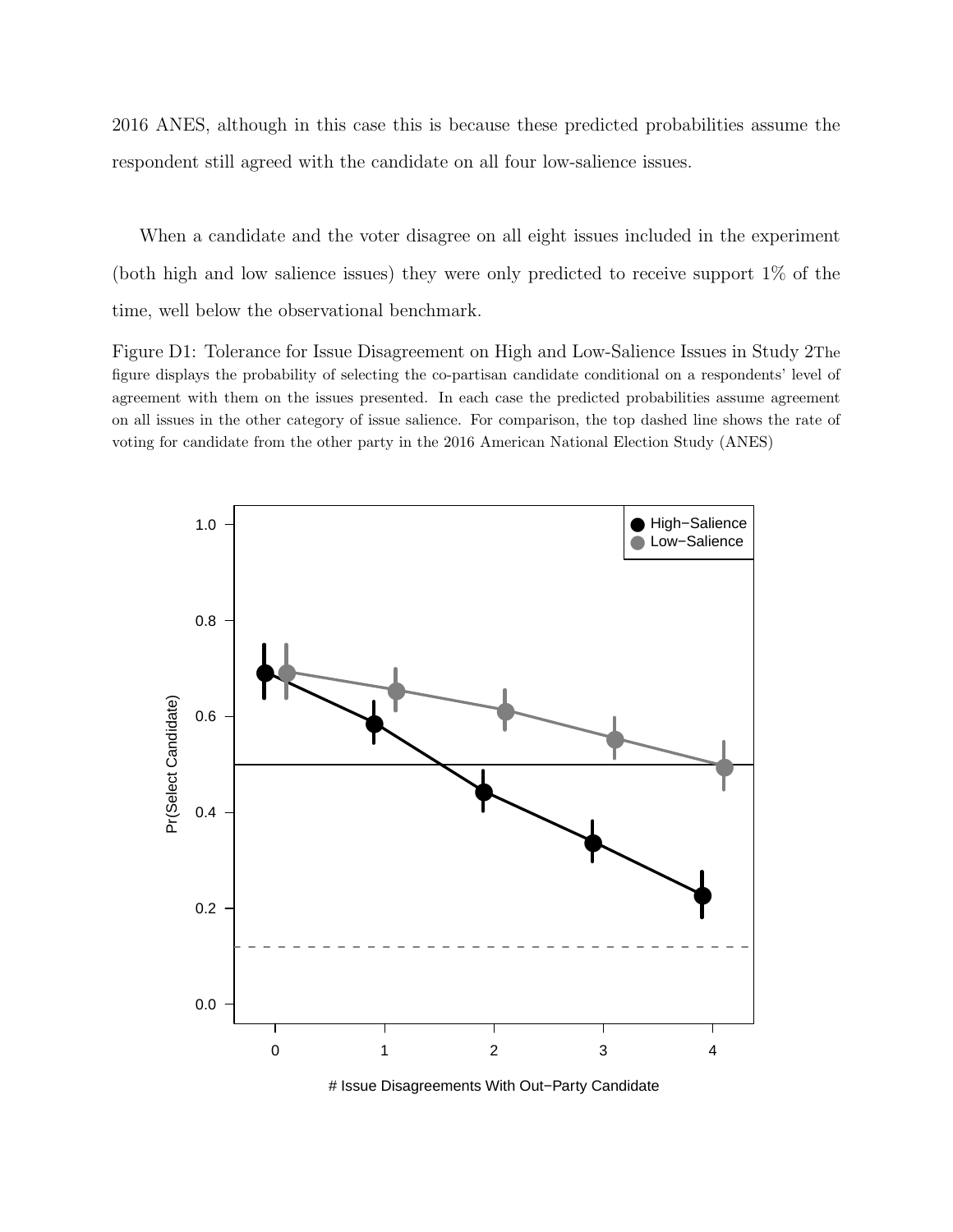2016 ANES, although in this case this is because these predicted probabilities assume the respondent still agreed with the candidate on all four low-salience issues.

When a candidate and the voter disagree on all eight issues included in the experiment (both high and low salience issues) they were only predicted to receive support 1% of the time, well below the observational benchmark.

Figure D1: Tolerance for Issue Disagreement on High and Low-Salience Issues in Study 2The figure displays the probability of selecting the co-partisan candidate conditional on a respondents' level of agreement with them on the issues presented. In each case the predicted probabilities assume agreement on all issues in the other category of issue salience. For comparison, the top dashed line shows the rate of voting for candidate from the other party in the 2016 American National Election Study (ANES)

High−Salience
Low−Salience

Pr(Select Candidate)

1.0
0.8
0.6
0.4
0.2
0.0

0
1
2
3
4

# Issue Disagreements With Out−Party Candidate